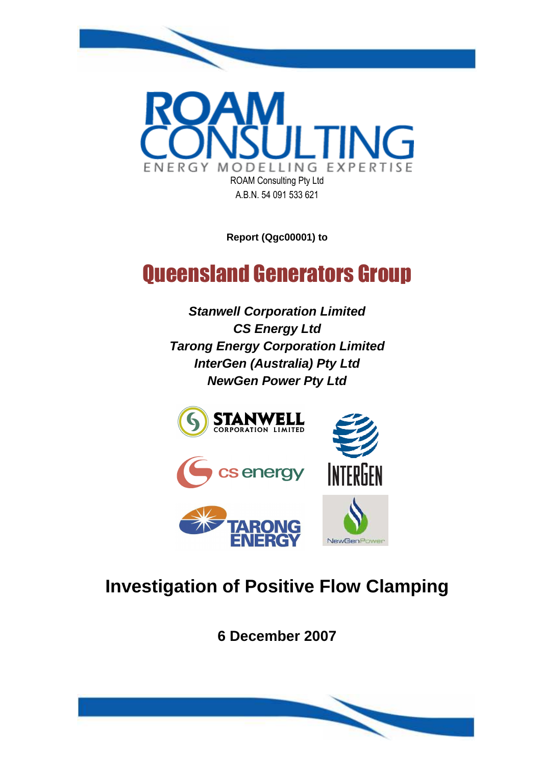ROAM CONSULTING

ENERGY MODELLING EXPERTISE

ROAM Consulting Pty Ltd

A.B.N. 54 091 533 621

**Report (Qgc00001) to**

# Queensland Generators Group

***Stanwell Corporation Limited***
***CS Energy Ltd***
***Tarong Energy Corporation Limited***
***InterGen (Australia) Pty Ltd***
***NewGen Power Pty Ltd***

# Investigation of Positive Flow Clamping

**6 December 2007**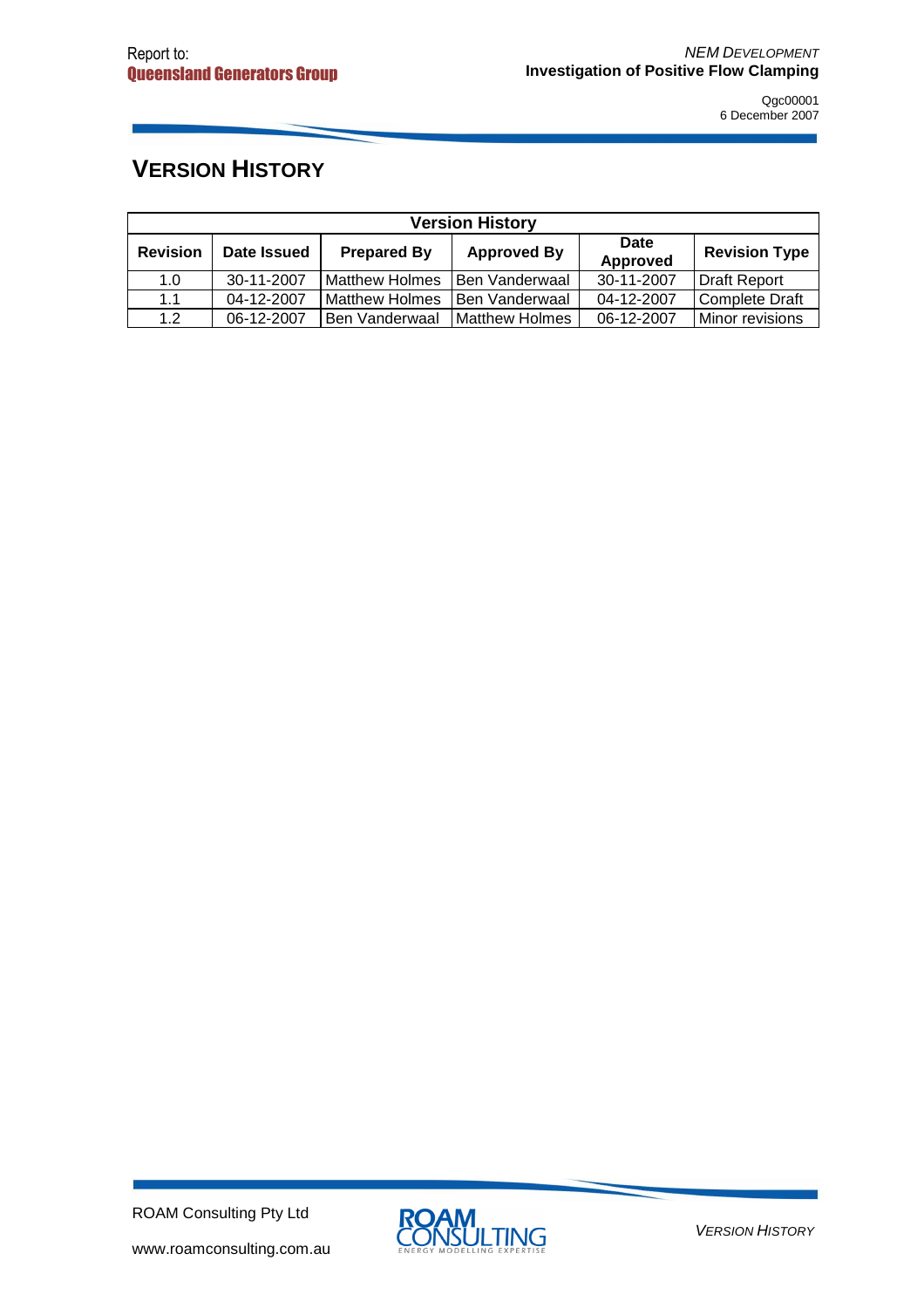# VERSION HISTORY

| Version History | | | | | |
|---|---|---|---|---|---|
| **Revision** | **Date Issued** | **Prepared By** | **Approved By** | **Date Approved** | **Revision Type** |
| 1.0 | 30-11-2007 | Matthew Holmes | Ben Vanderwaal | 30-11-2007 | Draft Report |
| 1.1 | 04-12-2007 | Matthew Holmes | Ben Vanderwaal | 04-12-2007 | Complete Draft |
| 1.2 | 06-12-2007 | Ben Vanderwaal | Matthew Holmes | 06-12-2007 | Minor revisions |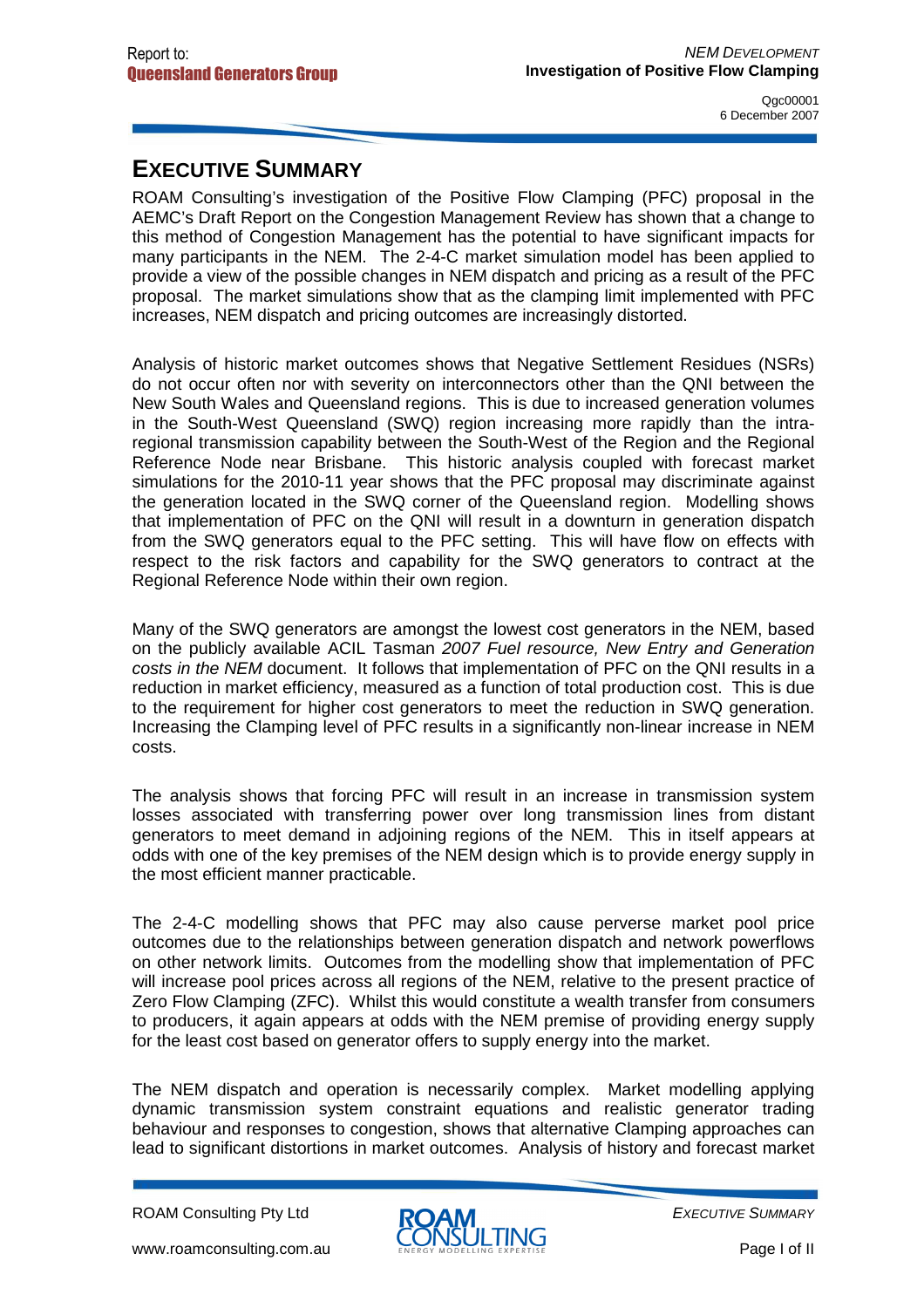# EXECUTIVE SUMMARY

ROAM Consulting's investigation of the Positive Flow Clamping (PFC) proposal in the AEMC's Draft Report on the Congestion Management Review has shown that a change to this method of Congestion Management has the potential to have significant impacts for many participants in the NEM. The 2-4-C market simulation model has been applied to provide a view of the possible changes in NEM dispatch and pricing as a result of the PFC proposal. The market simulations show that as the clamping limit implemented with PFC increases, NEM dispatch and pricing outcomes are increasingly distorted.

Analysis of historic market outcomes shows that Negative Settlement Residues (NSRs) do not occur often nor with severity on interconnectors other than the QNI between the New South Wales and Queensland regions. This is due to increased generation volumes in the South-West Queensland (SWQ) region increasing more rapidly than the intra-regional transmission capability between the South-West of the Region and the Regional Reference Node near Brisbane. This historic analysis coupled with forecast market simulations for the 2010-11 year shows that the PFC proposal may discriminate against the generation located in the SWQ corner of the Queensland region. Modelling shows that implementation of PFC on the QNI will result in a downturn in generation dispatch from the SWQ generators equal to the PFC setting. This will have flow on effects with respect to the risk factors and capability for the SWQ generators to contract at the Regional Reference Node within their own region.

Many of the SWQ generators are amongst the lowest cost generators in the NEM, based on the publicly available ACIL Tasman *2007 Fuel resource, New Entry and Generation costs in the NEM* document. It follows that implementation of PFC on the QNI results in a reduction in market efficiency, measured as a function of total production cost. This is due to the requirement for higher cost generators to meet the reduction in SWQ generation. Increasing the Clamping level of PFC results in a significantly non-linear increase in NEM costs.

The analysis shows that forcing PFC will result in an increase in transmission system losses associated with transferring power over long transmission lines from distant generators to meet demand in adjoining regions of the NEM. This in itself appears at odds with one of the key premises of the NEM design which is to provide energy supply in the most efficient manner practicable.

The 2-4-C modelling shows that PFC may also cause perverse market pool price outcomes due to the relationships between generation dispatch and network powerflows on other network limits. Outcomes from the modelling show that implementation of PFC will increase pool prices across all regions of the NEM, relative to the present practice of Zero Flow Clamping (ZFC). Whilst this would constitute a wealth transfer from consumers to producers, it again appears at odds with the NEM premise of providing energy supply for the least cost based on generator offers to supply energy into the market.

The NEM dispatch and operation is necessarily complex. Market modelling applying dynamic transmission system constraint equations and realistic generator trading behaviour and responses to congestion, shows that alternative Clamping approaches can lead to significant distortions in market outcomes. Analysis of history and forecast market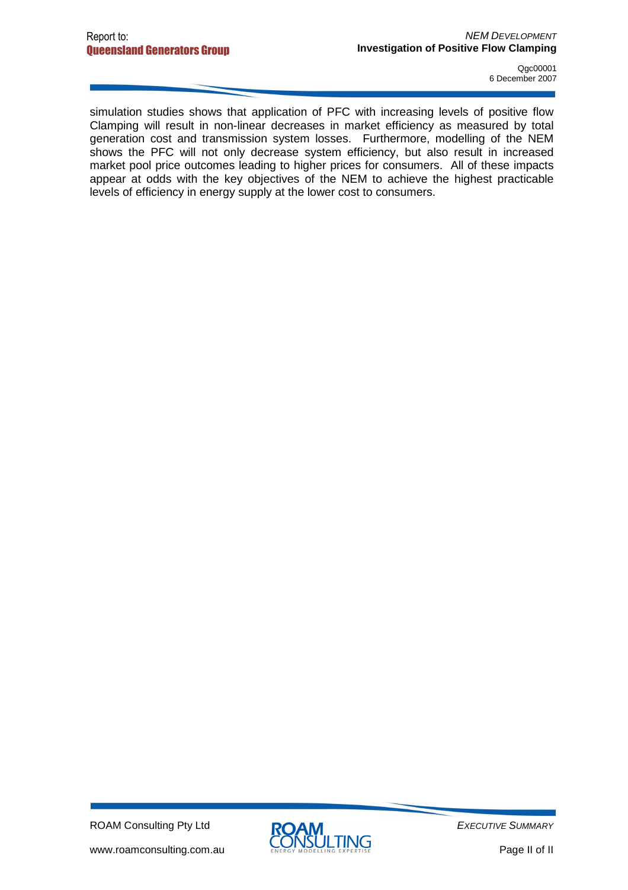simulation studies shows that application of PFC with increasing levels of positive flow Clamping will result in non-linear decreases in market efficiency as measured by total generation cost and transmission system losses. Furthermore, modelling of the NEM shows the PFC will not only decrease system efficiency, but also result in increased market pool price outcomes leading to higher prices for consumers. All of these impacts appear at odds with the key objectives of the NEM to achieve the highest practicable levels of efficiency in energy supply at the lower cost to consumers.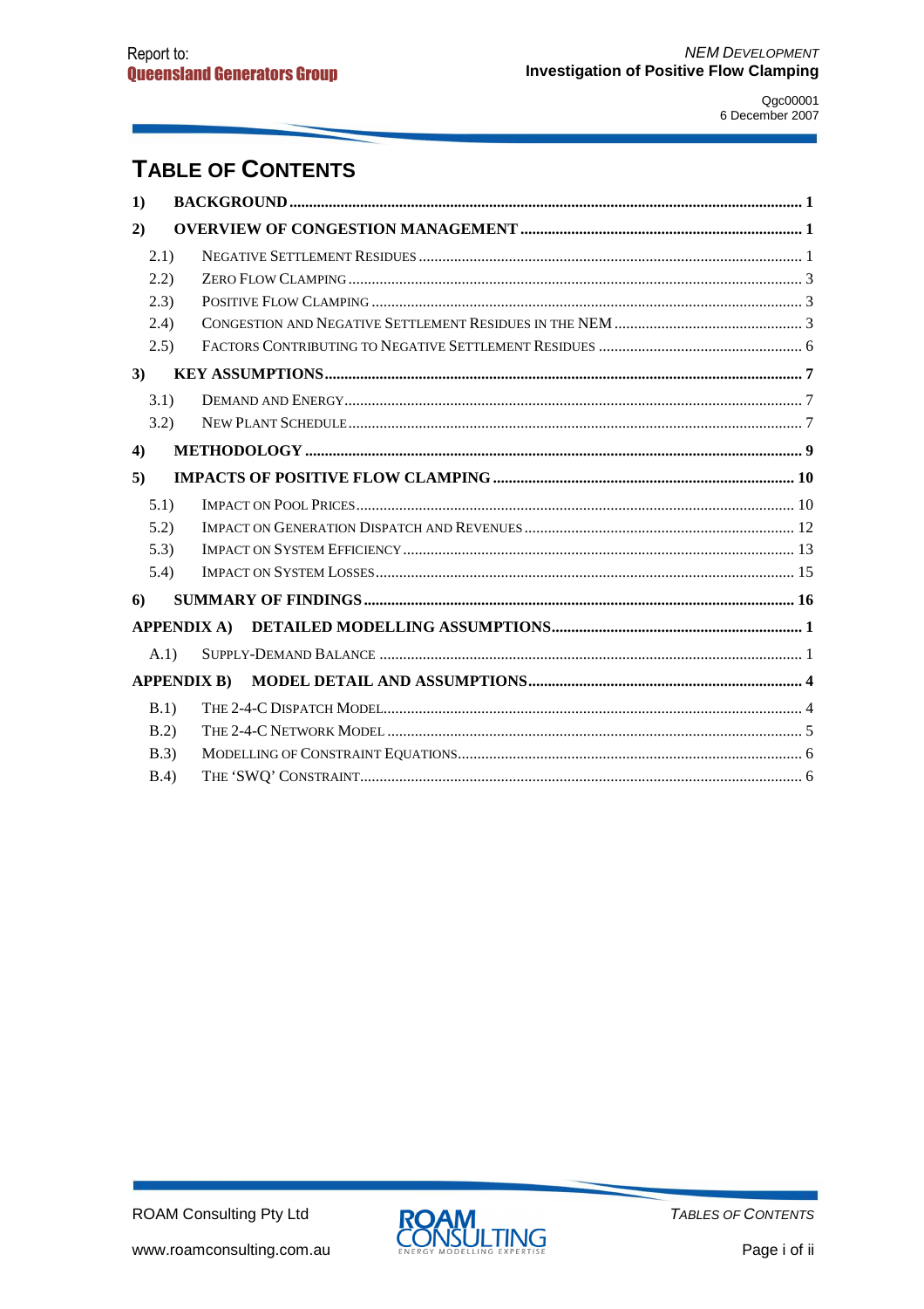# TABLE OF CONTENTS

**1) BACKGROUND ....... 1**

**2) OVERVIEW OF CONGESTION MANAGEMENT ....... 1**

- 2.1) NEGATIVE SETTLEMENT RESIDUES ....... 1
- 2.2) ZERO FLOW CLAMPING ....... 3
- 2.3) POSITIVE FLOW CLAMPING ....... 3
- 2.4) CONGESTION AND NEGATIVE SETTLEMENT RESIDUES IN THE NEM ....... 3
- 2.5) FACTORS CONTRIBUTING TO NEGATIVE SETTLEMENT RESIDUES ....... 6

**3) KEY ASSUMPTIONS ....... 7**

- 3.1) DEMAND AND ENERGY ....... 7
- 3.2) NEW PLANT SCHEDULE ....... 7

**4) METHODOLOGY ....... 9**

**5) IMPACTS OF POSITIVE FLOW CLAMPING ....... 10**

- 5.1) IMPACT ON POOL PRICES ....... 10
- 5.2) IMPACT ON GENERATION DISPATCH AND REVENUES ....... 12
- 5.3) IMPACT ON SYSTEM EFFICIENCY ....... 13
- 5.4) IMPACT ON SYSTEM LOSSES ....... 15

**6) SUMMARY OF FINDINGS ....... 16**

**APPENDIX A) DETAILED MODELLING ASSUMPTIONS ....... 1**

- A.1) SUPPLY-DEMAND BALANCE ....... 1

**APPENDIX B) MODEL DETAIL AND ASSUMPTIONS ....... 4**

- B.1) THE 2-4-C DISPATCH MODEL ....... 4
- B.2) THE 2-4-C NETWORK MODEL ....... 5
- B.3) MODELLING OF CONSTRAINT EQUATIONS ....... 6
- B.4) THE 'SWQ' CONSTRAINT ....... 6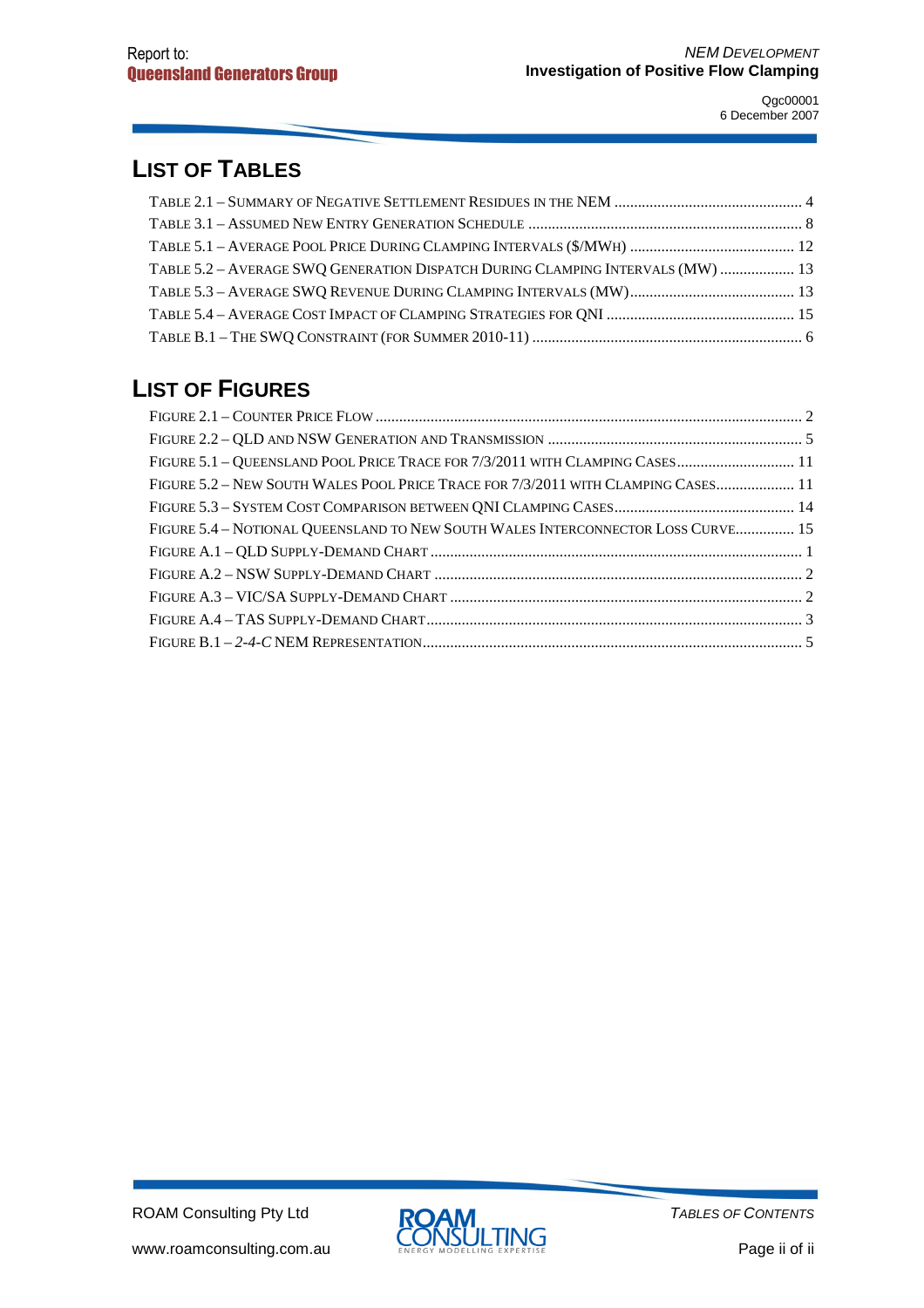## List of Tables

Table 2.1 – Summary of Negative Settlement Residues in the NEM ................................................ 4
Table 3.1 – Assumed New Entry Generation Schedule ..................................................................... 8
Table 5.1 – Average Pool Price During Clamping Intervals ($/MWh) .......................................... 12
Table 5.2 – Average SWQ Generation Dispatch During Clamping Intervals (MW) ................... 13
Table 5.3 – Average SWQ Revenue During Clamping Intervals (MW).......................................... 13
Table 5.4 – Average Cost Impact of Clamping Strategies for QNI ................................................ 15
Table B.1 – The SWQ Constraint (for Summer 2010-11) ..................................................................... 6

## List of Figures

Figure 2.1 – Counter Price Flow ........................................................................................................... 2
Figure 2.2 – QLD and NSW Generation and Transmission ................................................................. 5
Figure 5.1 – Queensland Pool Price Trace for 7/3/2011 with Clamping Cases.............................. 11
Figure 5.2 – New South Wales Pool Price Trace for 7/3/2011 with Clamping Cases.................... 11
Figure 5.3 – System Cost Comparison between QNI Clamping Cases.............................................. 14
Figure 5.4 – Notional Queensland to New South Wales Interconnector Loss Curve............... 15
Figure A.1 – QLD Supply-Demand Chart .............................................................................................. 1
Figure A.2 – NSW Supply-Demand Chart ............................................................................................. 2
Figure A.3 – VIC/SA Supply-Demand Chart .......................................................................................... 2
Figure A.4 – TAS Supply-Demand Chart................................................................................................ 3
Figure B.1 – *2-4-C* NEM Representation................................................................................................. 5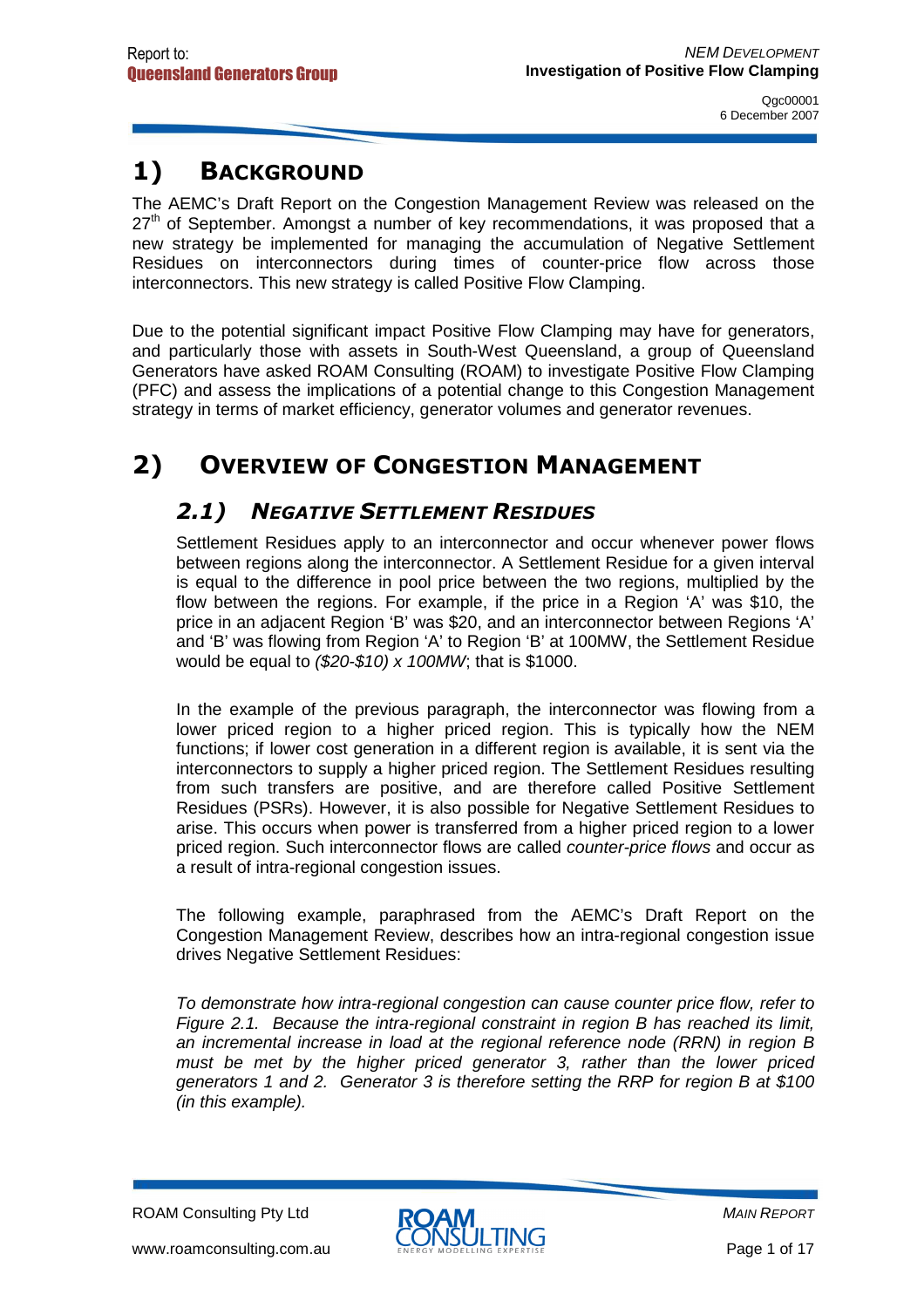# 1) BACKGROUND

The AEMC's Draft Report on the Congestion Management Review was released on the 27th of September. Amongst a number of key recommendations, it was proposed that a new strategy be implemented for managing the accumulation of Negative Settlement Residues on interconnectors during times of counter-price flow across those interconnectors. This new strategy is called Positive Flow Clamping.

Due to the potential significant impact Positive Flow Clamping may have for generators, and particularly those with assets in South-West Queensland, a group of Queensland Generators have asked ROAM Consulting (ROAM) to investigate Positive Flow Clamping (PFC) and assess the implications of a potential change to this Congestion Management strategy in terms of market efficiency, generator volumes and generator revenues.

# 2) OVERVIEW OF CONGESTION MANAGEMENT

## 2.1) NEGATIVE SETTLEMENT RESIDUES

Settlement Residues apply to an interconnector and occur whenever power flows between regions along the interconnector. A Settlement Residue for a given interval is equal to the difference in pool price between the two regions, multiplied by the flow between the regions. For example, if the price in a Region 'A' was $10, the price in an adjacent Region 'B' was $20, and an interconnector between Regions 'A' and 'B' was flowing from Region 'A' to Region 'B' at 100MW, the Settlement Residue would be equal to *($20-$10) x 100MW*; that is $1000.

In the example of the previous paragraph, the interconnector was flowing from a lower priced region to a higher priced region. This is typically how the NEM functions; if lower cost generation in a different region is available, it is sent via the interconnectors to supply a higher priced region. The Settlement Residues resulting from such transfers are positive, and are therefore called Positive Settlement Residues (PSRs). However, it is also possible for Negative Settlement Residues to arise. This occurs when power is transferred from a higher priced region to a lower priced region. Such interconnector flows are called *counter-price flows* and occur as a result of intra-regional congestion issues.

The following example, paraphrased from the AEMC's Draft Report on the Congestion Management Review, describes how an intra-regional congestion issue drives Negative Settlement Residues:

*To demonstrate how intra-regional congestion can cause counter price flow, refer to Figure 2.1. Because the intra-regional constraint in region B has reached its limit, an incremental increase in load at the regional reference node (RRN) in region B must be met by the higher priced generator 3, rather than the lower priced generators 1 and 2. Generator 3 is therefore setting the RRP for region B at $100 (in this example).*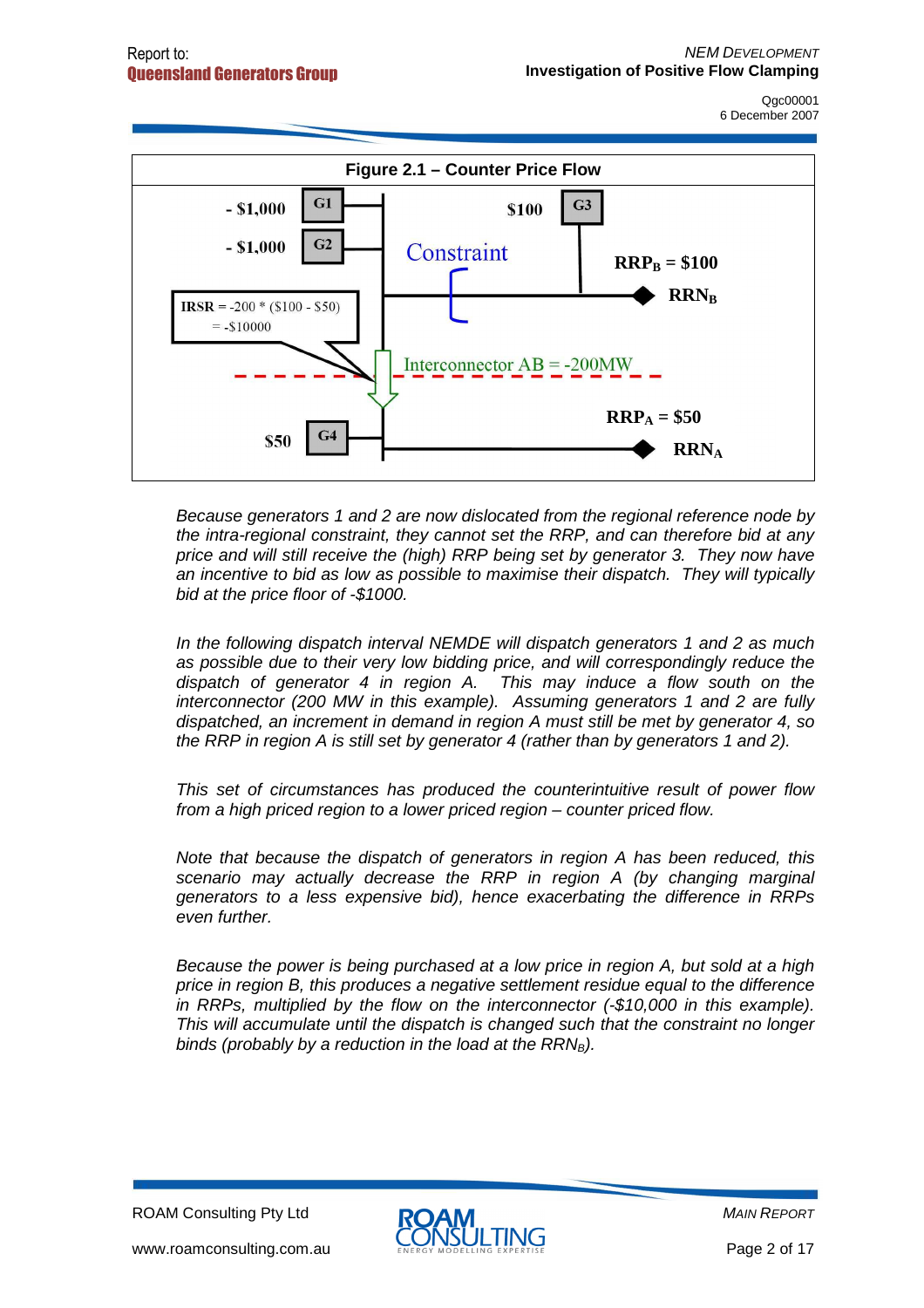**Figure 2.1 – Counter Price Flow**

- $1,000 G1

- $1,000 G2

$100 G3

Constraint

$RRP_B$ = $100

$RRN_B$

IRSR = -200 * ($100 - $50) = -$10000

Interconnector AB = -200MW

$RRP_A$ = $50

$50 G4

$RRN_A$

*Because generators 1 and 2 are now dislocated from the regional reference node by the intra-regional constraint, they cannot set the RRP, and can therefore bid at any price and will still receive the (high) RRP being set by generator 3. They now have an incentive to bid as low as possible to maximise their dispatch. They will typically bid at the price floor of -$1000.*

*In the following dispatch interval NEMDE will dispatch generators 1 and 2 as much as possible due to their very low bidding price, and will correspondingly reduce the dispatch of generator 4 in region A. This may induce a flow south on the interconnector (200 MW in this example). Assuming generators 1 and 2 are fully dispatched, an increment in demand in region A must still be met by generator 4, so the RRP in region A is still set by generator 4 (rather than by generators 1 and 2).*

*This set of circumstances has produced the counterintuitive result of power flow from a high priced region to a lower priced region – counter priced flow.*

*Note that because the dispatch of generators in region A has been reduced, this scenario may actually decrease the RRP in region A (by changing marginal generators to a less expensive bid), hence exacerbating the difference in RRPs even further.*

*Because the power is being purchased at a low price in region A, but sold at a high price in region B, this produces a negative settlement residue equal to the difference in RRPs, multiplied by the flow on the interconnector (-$10,000 in this example). This will accumulate until the dispatch is changed such that the constraint no longer binds (probably by a reduction in the load at the $RRN_B$).*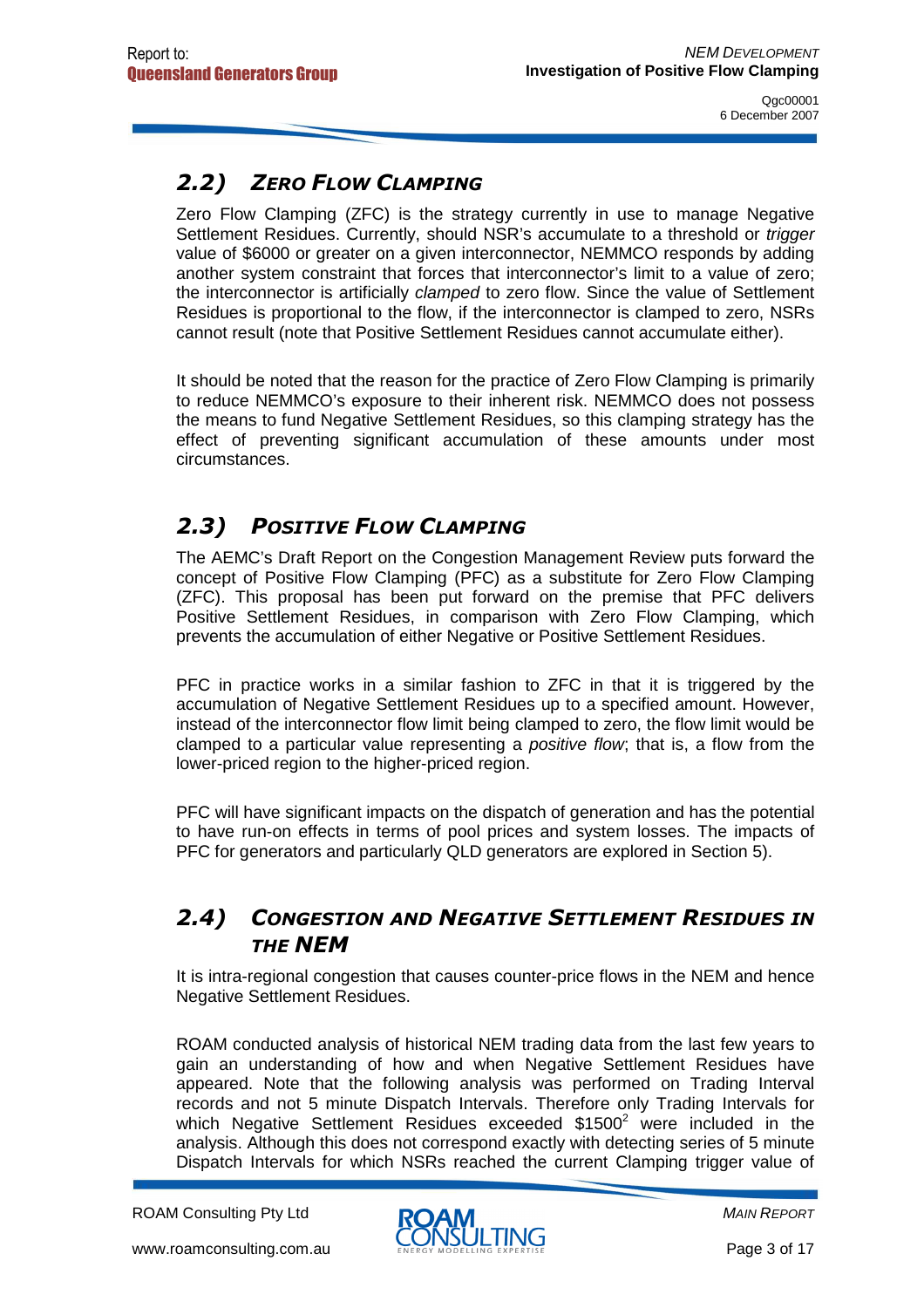## 2.2) *ZERO FLOW CLAMPING*

Zero Flow Clamping (ZFC) is the strategy currently in use to manage Negative Settlement Residues. Currently, should NSR's accumulate to a threshold or *trigger* value of $6000 or greater on a given interconnector, NEMMCO responds by adding another system constraint that forces that interconnector's limit to a value of zero; the interconnector is artificially *clamped* to zero flow. Since the value of Settlement Residues is proportional to the flow, if the interconnector is clamped to zero, NSRs cannot result (note that Positive Settlement Residues cannot accumulate either).

It should be noted that the reason for the practice of Zero Flow Clamping is primarily to reduce NEMMCO's exposure to their inherent risk. NEMMCO does not possess the means to fund Negative Settlement Residues, so this clamping strategy has the effect of preventing significant accumulation of these amounts under most circumstances.

## 2.3) *POSITIVE FLOW CLAMPING*

The AEMC's Draft Report on the Congestion Management Review puts forward the concept of Positive Flow Clamping (PFC) as a substitute for Zero Flow Clamping (ZFC). This proposal has been put forward on the premise that PFC delivers Positive Settlement Residues, in comparison with Zero Flow Clamping, which prevents the accumulation of either Negative or Positive Settlement Residues.

PFC in practice works in a similar fashion to ZFC in that it is triggered by the accumulation of Negative Settlement Residues up to a specified amount. However, instead of the interconnector flow limit being clamped to zero, the flow limit would be clamped to a particular value representing a *positive flow*; that is, a flow from the lower-priced region to the higher-priced region.

PFC will have significant impacts on the dispatch of generation and has the potential to have run-on effects in terms of pool prices and system losses. The impacts of PFC for generators and particularly QLD generators are explored in Section 5).

## 2.4) *CONGESTION AND NEGATIVE SETTLEMENT RESIDUES IN THE NEM*

It is intra-regional congestion that causes counter-price flows in the NEM and hence Negative Settlement Residues.

ROAM conducted analysis of historical NEM trading data from the last few years to gain an understanding of how and when Negative Settlement Residues have appeared. Note that the following analysis was performed on Trading Interval records and not 5 minute Dispatch Intervals. Therefore only Trading Intervals for which Negative Settlement Residues exceeded $1500[2] were included in the analysis. Although this does not correspond exactly with detecting series of 5 minute Dispatch Intervals for which NSRs reached the current Clamping trigger value of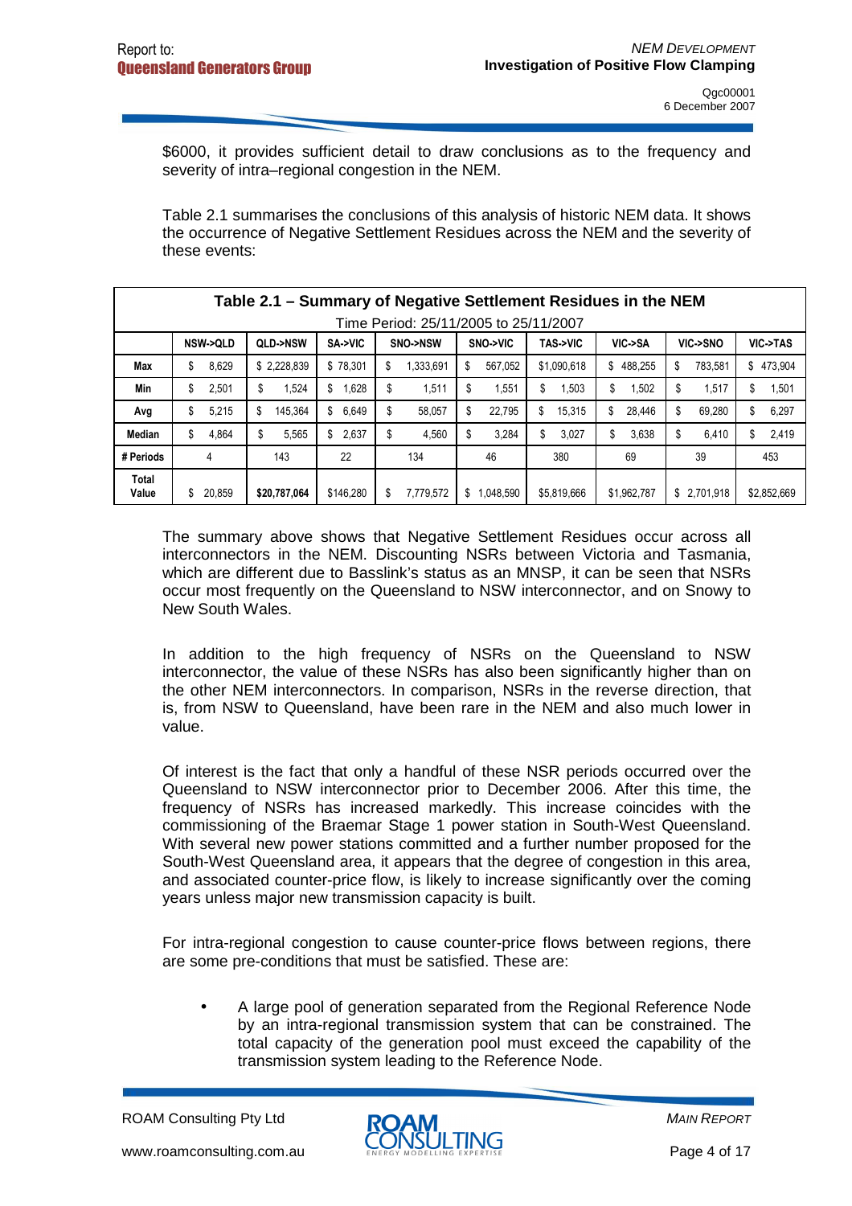$6000, it provides sufficient detail to draw conclusions as to the frequency and severity of intra–regional congestion in the NEM.

Table 2.1 summarises the conclusions of this analysis of historic NEM data. It shows the occurrence of Negative Settlement Residues across the NEM and the severity of these events:

**Table 2.1 – Summary of Negative Settlement Residues in the NEM**

Time Period: 25/11/2005 to 25/11/2007

| | NSW->QLD | QLD->NSW | SA->VIC | SNO->NSW | SNO->VIC | TAS->VIC | VIC->SA | VIC->SNO | VIC->TAS |
|---|---|---|---|---|---|---|---|---|---|
| Max | $ 8,629 | $ 2,228,839 | $ 78,301 | $ 1,333,691 | $ 567,052 | $1,090,618 | $ 488,255 | $ 783,581 | $ 473,904 |
| Min | $ 2,501 | $ 1,524 | $ 1,628 | $ 1,511 | $ 1,551 | $ 1,503 | $ 1,502 | $ 1,517 | $ 1,501 |
| Avg | $ 5,215 | $ 145,364 | $ 6,649 | $ 58,057 | $ 22,795 | $ 15,315 | $ 28,446 | $ 69,280 | $ 6,297 |
| Median | $ 4,864 | $ 5,565 | $ 2,637 | $ 4,560 | $ 3,284 | $ 3,027 | $ 3,638 | $ 6,410 | $ 2,419 |
| # Periods | 4 | 143 | 22 | 134 | 46 | 380 | 69 | 39 | 453 |
| Total Value | $ 20,859 | $20,787,064 | $146,280 | $ 7,779,572 | $ 1,048,590 | $5,819,666 | $1,962,787 | $ 2,701,918 | $2,852,669 |

The summary above shows that Negative Settlement Residues occur across all interconnectors in the NEM. Discounting NSRs between Victoria and Tasmania, which are different due to Basslink's status as an MNSP, it can be seen that NSRs occur most frequently on the Queensland to NSW interconnector, and on Snowy to New South Wales.

In addition to the high frequency of NSRs on the Queensland to NSW interconnector, the value of these NSRs has also been significantly higher than on the other NEM interconnectors. In comparison, NSRs in the reverse direction, that is, from NSW to Queensland, have been rare in the NEM and also much lower in value.

Of interest is the fact that only a handful of these NSR periods occurred over the Queensland to NSW interconnector prior to December 2006. After this time, the frequency of NSRs has increased markedly. This increase coincides with the commissioning of the Braemar Stage 1 power station in South-West Queensland. With several new power stations committed and a further number proposed for the South-West Queensland area, it appears that the degree of congestion in this area, and associated counter-price flow, is likely to increase significantly over the coming years unless major new transmission capacity is built.

For intra-regional congestion to cause counter-price flows between regions, there are some pre-conditions that must be satisfied. These are:

- A large pool of generation separated from the Regional Reference Node by an intra-regional transmission system that can be constrained. The total capacity of the generation pool must exceed the capability of the transmission system leading to the Reference Node.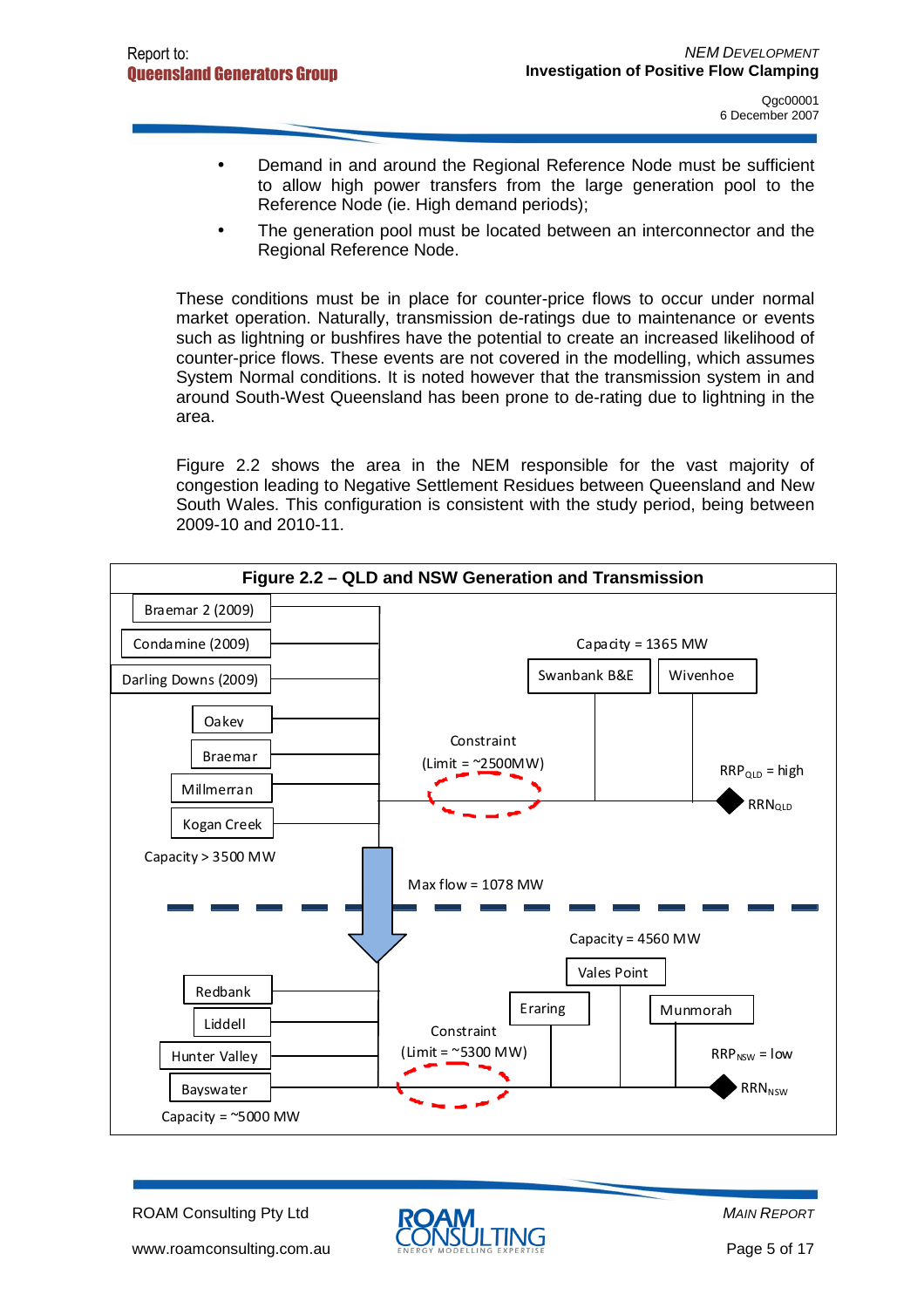- Demand in and around the Regional Reference Node must be sufficient to allow high power transfers from the large generation pool to the Reference Node (ie. High demand periods);
- The generation pool must be located between an interconnector and the Regional Reference Node.

These conditions must be in place for counter-price flows to occur under normal market operation. Naturally, transmission de-ratings due to maintenance or events such as lightning or bushfires have the potential to create an increased likelihood of counter-price flows. These events are not covered in the modelling, which assumes System Normal conditions. It is noted however that the transmission system in and around South-West Queensland has been prone to de-rating due to lightning in the area.

Figure 2.2 shows the area in the NEM responsible for the vast majority of congestion leading to Negative Settlement Residues between Queensland and New South Wales. This configuration is consistent with the study period, being between 2009-10 and 2010-11.

**Figure 2.2 – QLD and NSW Generation and Transmission**

Braemar 2 (2009)
Condamine (2009)
Darling Downs (2009)
Oakey
Braemar
Millmerran
Kogan Creek
Capacity > 3500 MW

Capacity = 1365 MW
Swanbank B&E
Wivenhoe

Constraint
(Limit = ~2500MW)

$RRP_{QLD}$ = high
$RRN_{QLD}$

Max flow = 1078 MW

Capacity = 4560 MW
Vales Point
Eraring
Munmorah

Redbank
Liddell
Hunter Valley
Bayswater
Capacity = ~5000 MW

Constraint
(Limit = ~5300 MW)

$RRP_{NSW}$ = low
$RRN_{NSW}$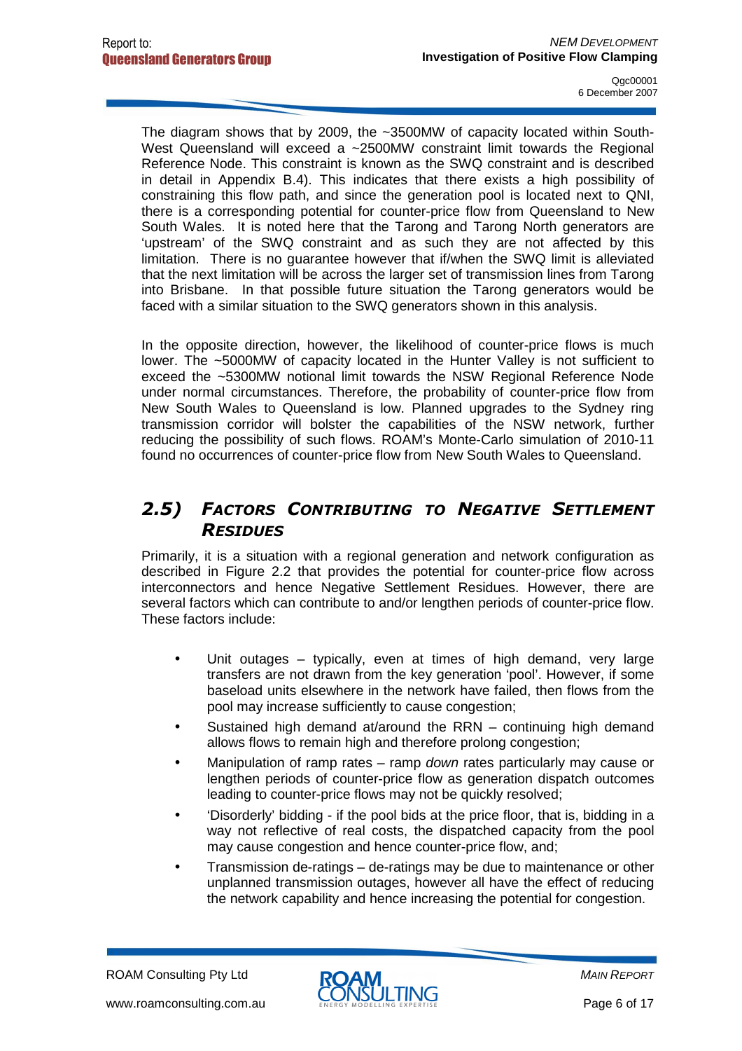The diagram shows that by 2009, the ~3500MW of capacity located within South-West Queensland will exceed a ~2500MW constraint limit towards the Regional Reference Node. This constraint is known as the SWQ constraint and is described in detail in Appendix B.4). This indicates that there exists a high possibility of constraining this flow path, and since the generation pool is located next to QNI, there is a corresponding potential for counter-price flow from Queensland to New South Wales. It is noted here that the Tarong and Tarong North generators are 'upstream' of the SWQ constraint and as such they are not affected by this limitation. There is no guarantee however that if/when the SWQ limit is alleviated that the next limitation will be across the larger set of transmission lines from Tarong into Brisbane. In that possible future situation the Tarong generators would be faced with a similar situation to the SWQ generators shown in this analysis.

In the opposite direction, however, the likelihood of counter-price flows is much lower. The ~5000MW of capacity located in the Hunter Valley is not sufficient to exceed the ~5300MW notional limit towards the NSW Regional Reference Node under normal circumstances. Therefore, the probability of counter-price flow from New South Wales to Queensland is low. Planned upgrades to the Sydney ring transmission corridor will bolster the capabilities of the NSW network, further reducing the possibility of such flows. ROAM's Monte-Carlo simulation of 2010-11 found no occurrences of counter-price flow from New South Wales to Queensland.

## 2.5) Factors Contributing to Negative Settlement Residues

Primarily, it is a situation with a regional generation and network configuration as described in Figure 2.2 that provides the potential for counter-price flow across interconnectors and hence Negative Settlement Residues. However, there are several factors which can contribute to and/or lengthen periods of counter-price flow. These factors include:

- Unit outages – typically, even at times of high demand, very large transfers are not drawn from the key generation 'pool'. However, if some baseload units elsewhere in the network have failed, then flows from the pool may increase sufficiently to cause congestion;
- Sustained high demand at/around the RRN – continuing high demand allows flows to remain high and therefore prolong congestion;
- Manipulation of ramp rates – ramp *down* rates particularly may cause or lengthen periods of counter-price flow as generation dispatch outcomes leading to counter-price flows may not be quickly resolved;
- 'Disorderly' bidding - if the pool bids at the price floor, that is, bidding in a way not reflective of real costs, the dispatched capacity from the pool may cause congestion and hence counter-price flow, and;
- Transmission de-ratings – de-ratings may be due to maintenance or other unplanned transmission outages, however all have the effect of reducing the network capability and hence increasing the potential for congestion.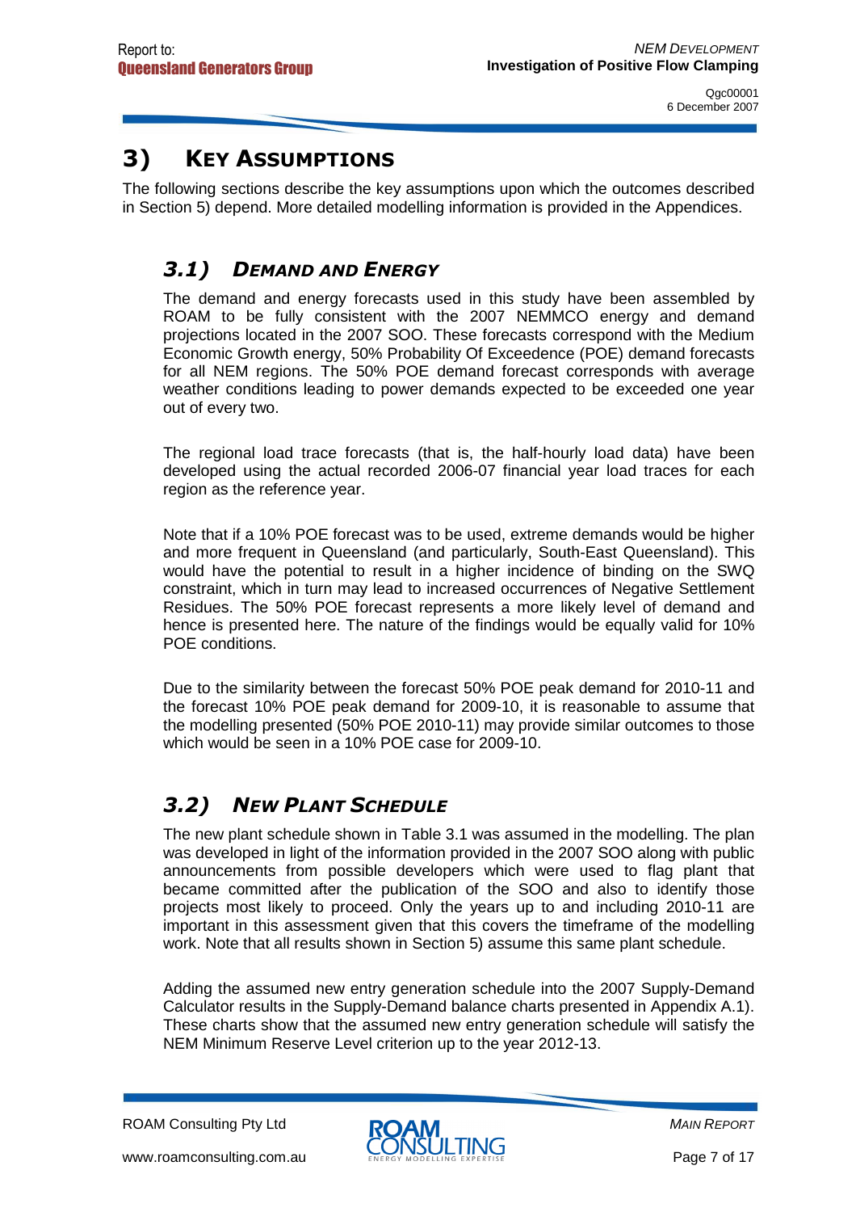# 3) KEY ASSUMPTIONS

The following sections describe the key assumptions upon which the outcomes described in Section 5) depend. More detailed modelling information is provided in the Appendices.

## *3.1) DEMAND AND ENERGY*

The demand and energy forecasts used in this study have been assembled by ROAM to be fully consistent with the 2007 NEMMCO energy and demand projections located in the 2007 SOO. These forecasts correspond with the Medium Economic Growth energy, 50% Probability Of Exceedence (POE) demand forecasts for all NEM regions. The 50% POE demand forecast corresponds with average weather conditions leading to power demands expected to be exceeded one year out of every two.

The regional load trace forecasts (that is, the half-hourly load data) have been developed using the actual recorded 2006-07 financial year load traces for each region as the reference year.

Note that if a 10% POE forecast was to be used, extreme demands would be higher and more frequent in Queensland (and particularly, South-East Queensland). This would have the potential to result in a higher incidence of binding on the SWQ constraint, which in turn may lead to increased occurrences of Negative Settlement Residues. The 50% POE forecast represents a more likely level of demand and hence is presented here. The nature of the findings would be equally valid for 10% POE conditions.

Due to the similarity between the forecast 50% POE peak demand for 2010-11 and the forecast 10% POE peak demand for 2009-10, it is reasonable to assume that the modelling presented (50% POE 2010-11) may provide similar outcomes to those which would be seen in a 10% POE case for 2009-10.

## *3.2) NEW PLANT SCHEDULE*

The new plant schedule shown in Table 3.1 was assumed in the modelling. The plan was developed in light of the information provided in the 2007 SOO along with public announcements from possible developers which were used to flag plant that became committed after the publication of the SOO and also to identify those projects most likely to proceed. Only the years up to and including 2010-11 are important in this assessment given that this covers the timeframe of the modelling work. Note that all results shown in Section 5) assume this same plant schedule.

Adding the assumed new entry generation schedule into the 2007 Supply-Demand Calculator results in the Supply-Demand balance charts presented in Appendix A.1). These charts show that the assumed new entry generation schedule will satisfy the NEM Minimum Reserve Level criterion up to the year 2012-13.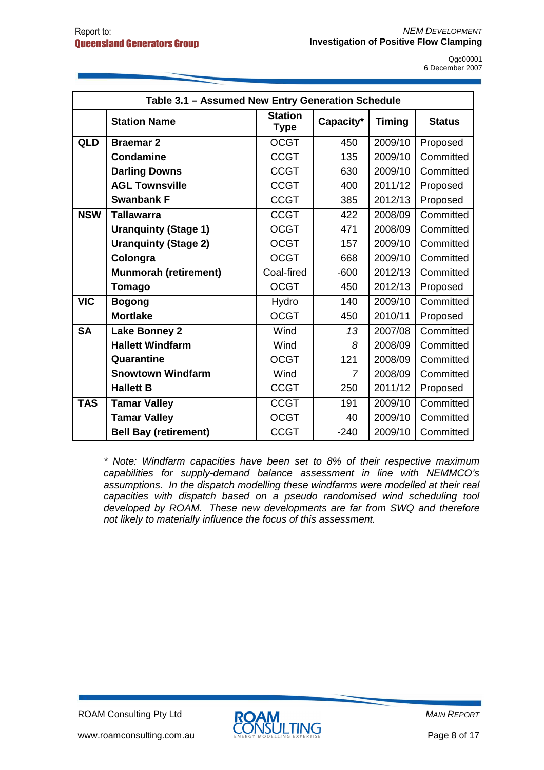| Table 3.1 – Assumed New Entry Generation Schedule | | | | | |
|---|---|---|---|---|---|
| | **Station Name** | **Station Type** | **Capacity*** | **Timing** | **Status** |
| **QLD** | **Braemar 2** | OCGT | 450 | 2009/10 | Proposed |
| | **Condamine** | CCGT | 135 | 2009/10 | Committed |
| | **Darling Downs** | CCGT | 630 | 2009/10 | Committed |
| | **AGL Townsville** | CCGT | 400 | 2011/12 | Proposed |
| | **Swanbank F** | CCGT | 385 | 2012/13 | Proposed |
| **NSW** | **Tallawarra** | CCGT | 422 | 2008/09 | Committed |
| | **Uranquinty (Stage 1)** | OCGT | 471 | 2008/09 | Committed |
| | **Uranquinty (Stage 2)** | OCGT | 157 | 2009/10 | Committed |
| | **Colongra** | OCGT | 668 | 2009/10 | Committed |
| | **Munmorah (retirement)** | Coal-fired | -600 | 2012/13 | Committed |
| | **Tomago** | OCGT | 450 | 2012/13 | Proposed |
| **VIC** | **Bogong** | Hydro | 140 | 2009/10 | Committed |
| | **Mortlake** | OCGT | 450 | 2010/11 | Proposed |
| **SA** | **Lake Bonney 2** | Wind | *13* | 2007/08 | Committed |
| | **Hallett Windfarm** | Wind | *8* | 2008/09 | Committed |
| | **Quarantine** | OCGT | 121 | 2008/09 | Committed |
| | **Snowtown Windfarm** | Wind | *7* | 2008/09 | Committed |
| | **Hallett B** | CCGT | 250 | 2011/12 | Proposed |
| **TAS** | **Tamar Valley** | CCGT | 191 | 2009/10 | Committed |
| | **Tamar Valley** | OCGT | 40 | 2009/10 | Committed |
| | **Bell Bay (retirement)** | CCGT | -240 | 2009/10 | Committed |

*\* Note: Windfarm capacities have been set to 8% of their respective maximum capabilities for supply-demand balance assessment in line with NEMMCO's assumptions. In the dispatch modelling these windfarms were modelled at their real capacities with dispatch based on a pseudo randomised wind scheduling tool developed by ROAM. These new developments are far from SWQ and therefore not likely to materially influence the focus of this assessment.*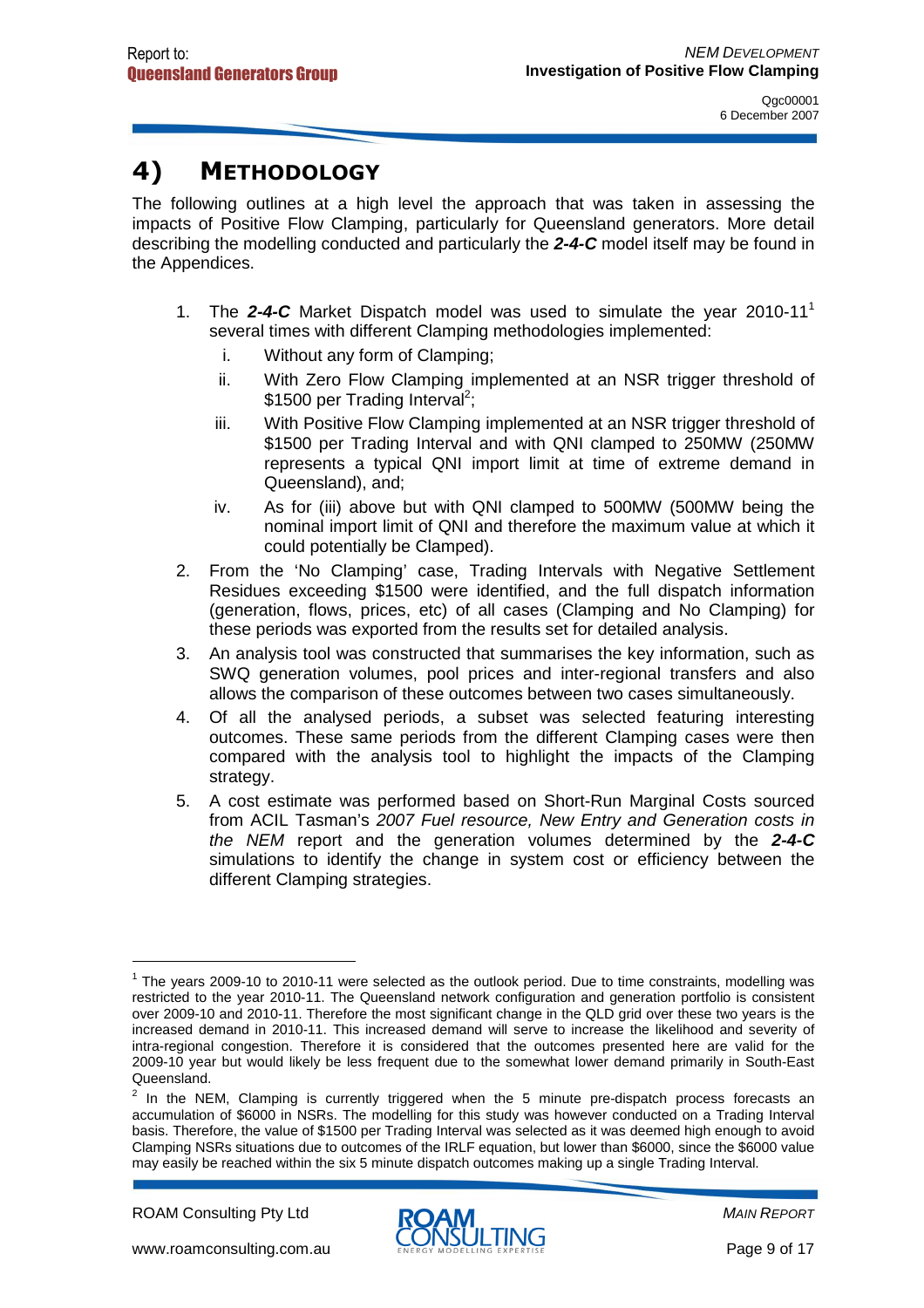# 4) METHODOLOGY

The following outlines at a high level the approach that was taken in assessing the impacts of Positive Flow Clamping, particularly for Queensland generators. More detail describing the modelling conducted and particularly the ***2-4-C*** model itself may be found in the Appendices.

1. The ***2-4-C*** Market Dispatch model was used to simulate the year 2010-11[1] several times with different Clamping methodologies implemented:
   i. Without any form of Clamping;
   ii. With Zero Flow Clamping implemented at an NSR trigger threshold of $1500 per Trading Interval[2];
   iii. With Positive Flow Clamping implemented at an NSR trigger threshold of $1500 per Trading Interval and with QNI clamped to 250MW (250MW represents a typical QNI import limit at time of extreme demand in Queensland), and;
   iv. As for (iii) above but with QNI clamped to 500MW (500MW being the nominal import limit of QNI and therefore the maximum value at which it could potentially be Clamped).
2. From the 'No Clamping' case, Trading Intervals with Negative Settlement Residues exceeding $1500 were identified, and the full dispatch information (generation, flows, prices, etc) of all cases (Clamping and No Clamping) for these periods was exported from the results set for detailed analysis.
3. An analysis tool was constructed that summarises the key information, such as SWQ generation volumes, pool prices and inter-regional transfers and also allows the comparison of these outcomes between two cases simultaneously.
4. Of all the analysed periods, a subset was selected featuring interesting outcomes. These same periods from the different Clamping cases were then compared with the analysis tool to highlight the impacts of the Clamping strategy.
5. A cost estimate was performed based on Short-Run Marginal Costs sourced from ACIL Tasman's *2007 Fuel resource, New Entry and Generation costs in the NEM* report and the generation volumes determined by the ***2-4-C*** simulations to identify the change in system cost or efficiency between the different Clamping strategies.

---

[1] The years 2009-10 to 2010-11 were selected as the outlook period. Due to time constraints, modelling was restricted to the year 2010-11. The Queensland network configuration and generation portfolio is consistent over 2009-10 and 2010-11. Therefore the most significant change in the QLD grid over these two years is the increased demand in 2010-11. This increased demand will serve to increase the likelihood and severity of intra-regional congestion. Therefore it is considered that the outcomes presented here are valid for the 2009-10 year but would likely be less frequent due to the somewhat lower demand primarily in South-East Queensland.

[2] In the NEM, Clamping is currently triggered when the 5 minute pre-dispatch process forecasts an accumulation of $6000 in NSRs. The modelling for this study was however conducted on a Trading Interval basis. Therefore, the value of $1500 per Trading Interval was selected as it was deemed high enough to avoid Clamping NSRs situations due to outcomes of the IRLF equation, but lower than $6000, since the $6000 value may easily be reached within the six 5 minute dispatch outcomes making up a single Trading Interval.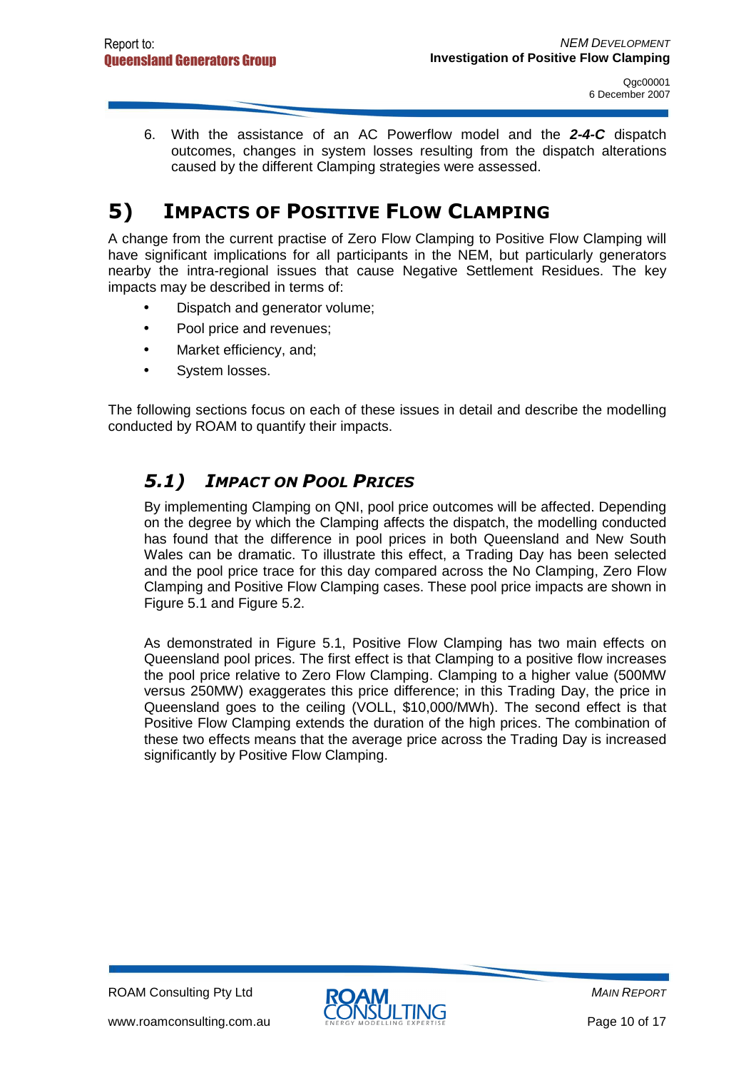6. With the assistance of an AC Powerflow model and the ***2-4-C*** dispatch outcomes, changes in system losses resulting from the dispatch alterations caused by the different Clamping strategies were assessed.

# 5) IMPACTS OF POSITIVE FLOW CLAMPING

A change from the current practise of Zero Flow Clamping to Positive Flow Clamping will have significant implications for all participants in the NEM, but particularly generators nearby the intra-regional issues that cause Negative Settlement Residues. The key impacts may be described in terms of:

- Dispatch and generator volume;
- Pool price and revenues;
- Market efficiency, and;
- System losses.

The following sections focus on each of these issues in detail and describe the modelling conducted by ROAM to quantify their impacts.

## *5.1) IMPACT ON POOL PRICES*

By implementing Clamping on QNI, pool price outcomes will be affected. Depending on the degree by which the Clamping affects the dispatch, the modelling conducted has found that the difference in pool prices in both Queensland and New South Wales can be dramatic. To illustrate this effect, a Trading Day has been selected and the pool price trace for this day compared across the No Clamping, Zero Flow Clamping and Positive Flow Clamping cases. These pool price impacts are shown in Figure 5.1 and Figure 5.2.

As demonstrated in Figure 5.1, Positive Flow Clamping has two main effects on Queensland pool prices. The first effect is that Clamping to a positive flow increases the pool price relative to Zero Flow Clamping. Clamping to a higher value (500MW versus 250MW) exaggerates this price difference; in this Trading Day, the price in Queensland goes to the ceiling (VOLL, $10,000/MWh). The second effect is that Positive Flow Clamping extends the duration of the high prices. The combination of these two effects means that the average price across the Trading Day is increased significantly by Positive Flow Clamping.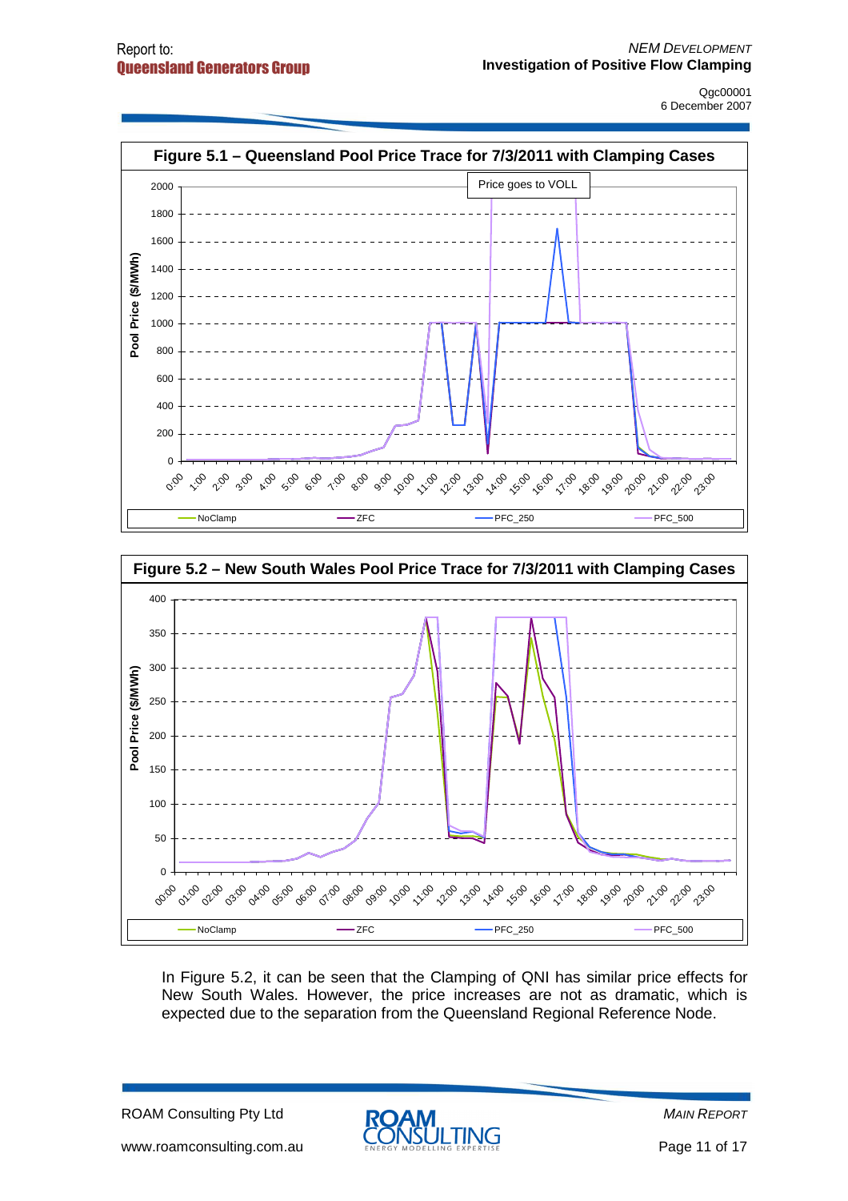**Figure 5.1 – Queensland Pool Price Trace for 7/3/2011 with Clamping Cases**

**Figure 5.2 – New South Wales Pool Price Trace for 7/3/2011 with Clamping Cases**

In Figure 5.2, it can be seen that the Clamping of QNI has similar price effects for New South Wales. However, the price increases are not as dramatic, which is expected due to the separation from the Queensland Regional Reference Node.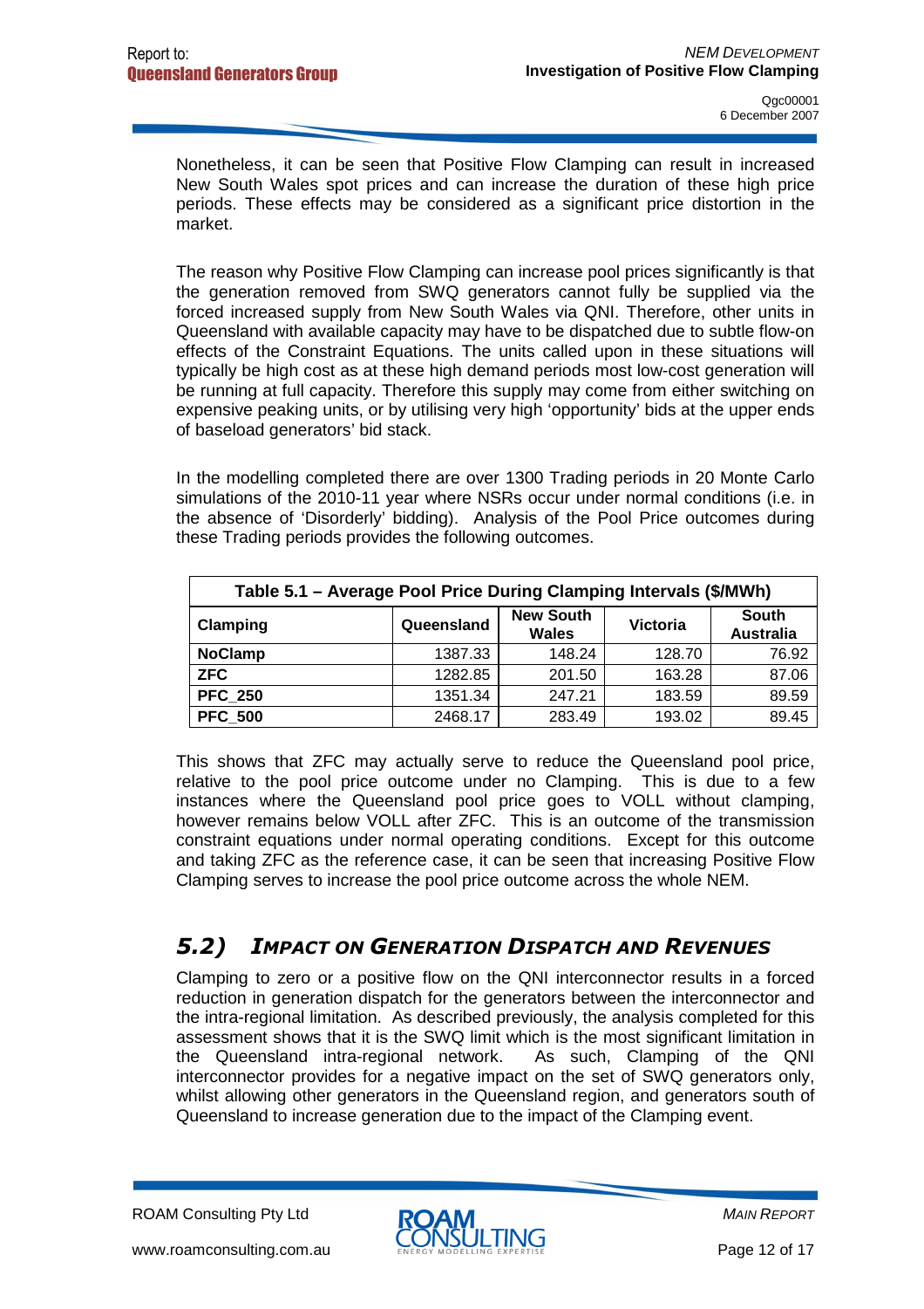Nonetheless, it can be seen that Positive Flow Clamping can result in increased New South Wales spot prices and can increase the duration of these high price periods. These effects may be considered as a significant price distortion in the market.

The reason why Positive Flow Clamping can increase pool prices significantly is that the generation removed from SWQ generators cannot fully be supplied via the forced increased supply from New South Wales via QNI. Therefore, other units in Queensland with available capacity may have to be dispatched due to subtle flow-on effects of the Constraint Equations. The units called upon in these situations will typically be high cost as at these high demand periods most low-cost generation will be running at full capacity. Therefore this supply may come from either switching on expensive peaking units, or by utilising very high 'opportunity' bids at the upper ends of baseload generators' bid stack.

In the modelling completed there are over 1300 Trading periods in 20 Monte Carlo simulations of the 2010-11 year where NSRs occur under normal conditions (i.e. in the absence of 'Disorderly' bidding). Analysis of the Pool Price outcomes during these Trading periods provides the following outcomes.

**Table 5.1 – Average Pool Price During Clamping Intervals ($/MWh)**

| Clamping | Queensland | New South Wales | Victoria | South Australia |
|---|---|---|---|---|
| **NoClamp** | 1387.33 | 148.24 | 128.70 | 76.92 |
| **ZFC** | 1282.85 | 201.50 | 163.28 | 87.06 |
| **PFC_250** | 1351.34 | 247.21 | 183.59 | 89.59 |
| **PFC_500** | 2468.17 | 283.49 | 193.02 | 89.45 |

This shows that ZFC may actually serve to reduce the Queensland pool price, relative to the pool price outcome under no Clamping. This is due to a few instances where the Queensland pool price goes to VOLL without clamping, however remains below VOLL after ZFC. This is an outcome of the transmission constraint equations under normal operating conditions. Except for this outcome and taking ZFC as the reference case, it can be seen that increasing Positive Flow Clamping serves to increase the pool price outcome across the whole NEM.

## *5.2) Impact on Generation Dispatch and Revenues*

Clamping to zero or a positive flow on the QNI interconnector results in a forced reduction in generation dispatch for the generators between the interconnector and the intra-regional limitation. As described previously, the analysis completed for this assessment shows that it is the SWQ limit which is the most significant limitation in the Queensland intra-regional network. As such, Clamping of the QNI interconnector provides for a negative impact on the set of SWQ generators only, whilst allowing other generators in the Queensland region, and generators south of Queensland to increase generation due to the impact of the Clamping event.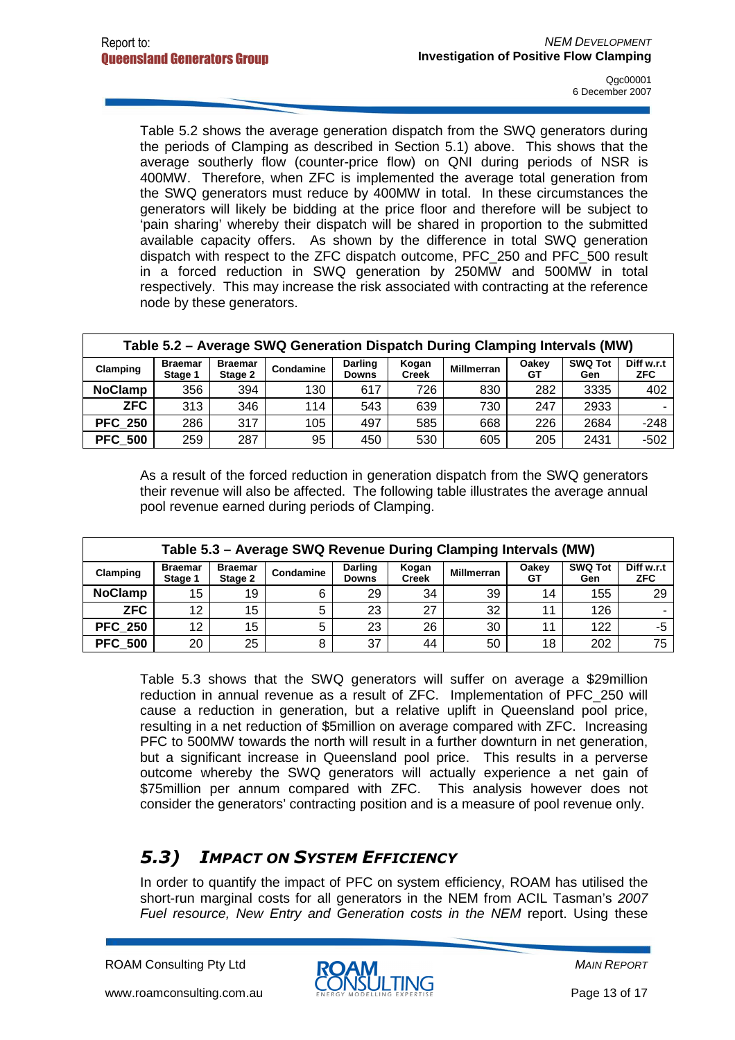Table 5.2 shows the average generation dispatch from the SWQ generators during the periods of Clamping as described in Section 5.1) above. This shows that the average southerly flow (counter-price flow) on QNI during periods of NSR is 400MW. Therefore, when ZFC is implemented the average total generation from the SWQ generators must reduce by 400MW in total. In these circumstances the generators will likely be bidding at the price floor and therefore will be subject to 'pain sharing' whereby their dispatch will be shared in proportion to the submitted available capacity offers. As shown by the difference in total SWQ generation dispatch with respect to the ZFC dispatch outcome, PFC_250 and PFC_500 result in a forced reduction in SWQ generation by 250MW and 500MW in total respectively. This may increase the risk associated with contracting at the reference node by these generators.

**Table 5.2 – Average SWQ Generation Dispatch During Clamping Intervals (MW)**

| Clamping | Braemar Stage 1 | Braemar Stage 2 | Condamine | Darling Downs | Kogan Creek | Millmerran | Oakey GT | SWQ Tot Gen | Diff w.r.t ZFC |
|---|---|---|---|---|---|---|---|---|---|
| **NoClamp** | 356 | 394 | 130 | 617 | 726 | 830 | 282 | 3335 | 402 |
| **ZFC** | 313 | 346 | 114 | 543 | 639 | 730 | 247 | 2933 | - |
| **PFC_250** | 286 | 317 | 105 | 497 | 585 | 668 | 226 | 2684 | -248 |
| **PFC_500** | 259 | 287 | 95 | 450 | 530 | 605 | 205 | 2431 | -502 |

As a result of the forced reduction in generation dispatch from the SWQ generators their revenue will also be affected. The following table illustrates the average annual pool revenue earned during periods of Clamping.

**Table 5.3 – Average SWQ Revenue During Clamping Intervals (MW)**

| Clamping | Braemar Stage 1 | Braemar Stage 2 | Condamine | Darling Downs | Kogan Creek | Millmerran | Oakey GT | SWQ Tot Gen | Diff w.r.t ZFC |
|---|---|---|---|---|---|---|---|---|---|
| **NoClamp** | 15 | 19 | 6 | 29 | 34 | 39 | 14 | 155 | 29 |
| **ZFC** | 12 | 15 | 5 | 23 | 27 | 32 | 11 | 126 | - |
| **PFC_250** | 12 | 15 | 5 | 23 | 26 | 30 | 11 | 122 | -5 |
| **PFC_500** | 20 | 25 | 8 | 37 | 44 | 50 | 18 | 202 | 75 |

Table 5.3 shows that the SWQ generators will suffer on average a $29million reduction in annual revenue as a result of ZFC. Implementation of PFC_250 will cause a reduction in generation, but a relative uplift in Queensland pool price, resulting in a net reduction of $5million on average compared with ZFC. Increasing PFC to 500MW towards the north will result in a further downturn in net generation, but a significant increase in Queensland pool price. This results in a perverse outcome whereby the SWQ generators will actually experience a net gain of $75million per annum compared with ZFC. This analysis however does not consider the generators' contracting position and is a measure of pool revenue only.

## 5.3) *Impact on System Efficiency*

In order to quantify the impact of PFC on system efficiency, ROAM has utilised the short-run marginal costs for all generators in the NEM from ACIL Tasman's *2007 Fuel resource, New Entry and Generation costs in the NEM* report. Using these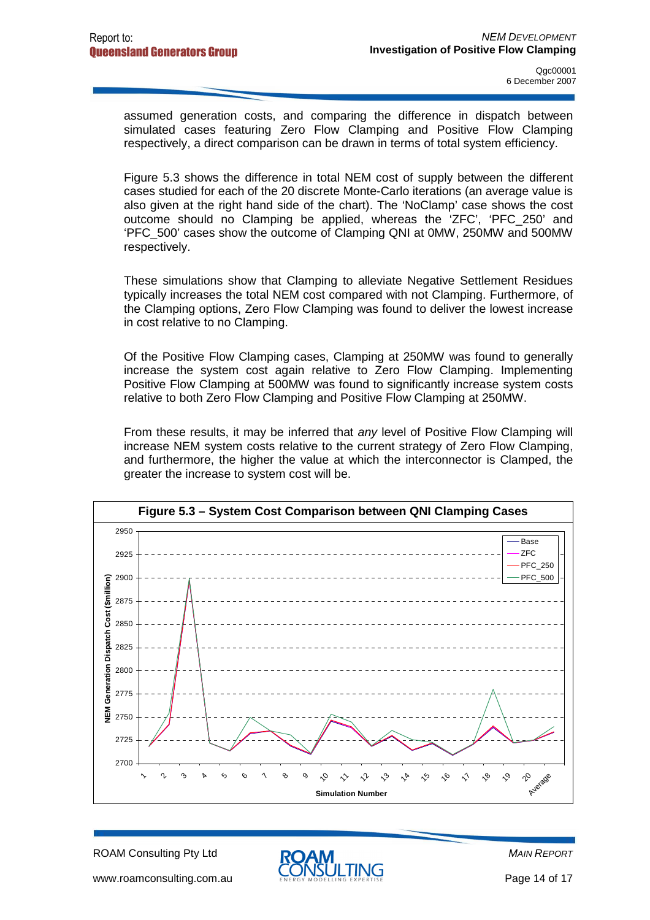assumed generation costs, and comparing the difference in dispatch between simulated cases featuring Zero Flow Clamping and Positive Flow Clamping respectively, a direct comparison can be drawn in terms of total system efficiency.

Figure 5.3 shows the difference in total NEM cost of supply between the different cases studied for each of the 20 discrete Monte-Carlo iterations (an average value is also given at the right hand side of the chart). The 'NoClamp' case shows the cost outcome should no Clamping be applied, whereas the 'ZFC', 'PFC_250' and 'PFC_500' cases show the outcome of Clamping QNI at 0MW, 250MW and 500MW respectively.

These simulations show that Clamping to alleviate Negative Settlement Residues typically increases the total NEM cost compared with not Clamping. Furthermore, of the Clamping options, Zero Flow Clamping was found to deliver the lowest increase in cost relative to no Clamping.

Of the Positive Flow Clamping cases, Clamping at 250MW was found to generally increase the system cost again relative to Zero Flow Clamping. Implementing Positive Flow Clamping at 500MW was found to significantly increase system costs relative to both Zero Flow Clamping and Positive Flow Clamping at 250MW.

From these results, it may be inferred that *any* level of Positive Flow Clamping will increase NEM system costs relative to the current strategy of Zero Flow Clamping, and furthermore, the higher the value at which the interconnector is Clamped, the greater the increase to system cost will be.

**Figure 5.3 – System Cost Comparison between QNI Clamping Cases**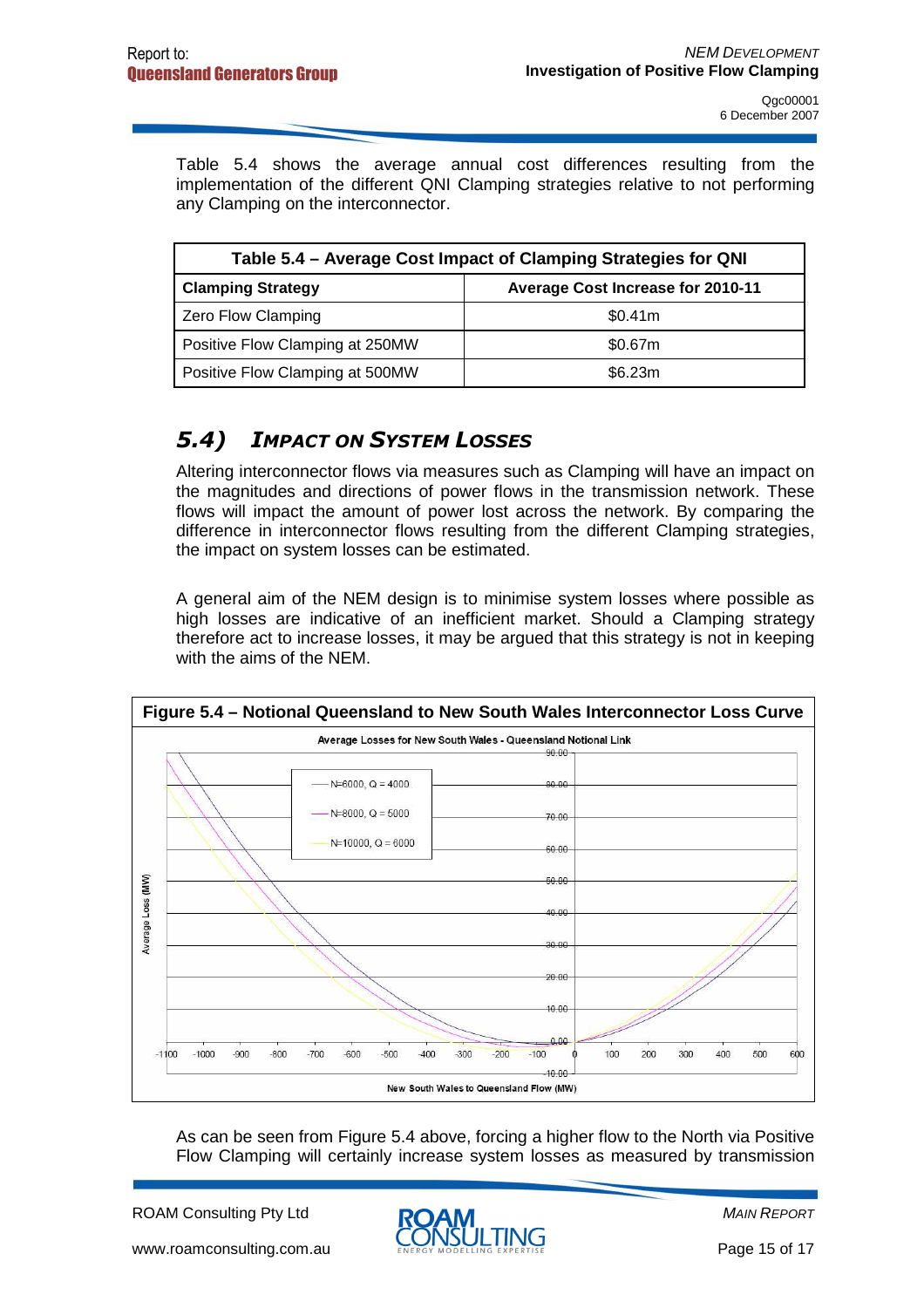Table 5.4 shows the average annual cost differences resulting from the implementation of the different QNI Clamping strategies relative to not performing any Clamping on the interconnector.

| Table 5.4 – Average Cost Impact of Clamping Strategies for QNI | |
|---|---|
| **Clamping Strategy** | **Average Cost Increase for 2010-11** |
| Zero Flow Clamping | \$0.41m |
| Positive Flow Clamping at 250MW | \$0.67m |
| Positive Flow Clamping at 500MW | \$6.23m |

## 5.4) *Impact on System Losses*

Altering interconnector flows via measures such as Clamping will have an impact on the magnitudes and directions of power flows in the transmission network. These flows will impact the amount of power lost across the network. By comparing the difference in interconnector flows resulting from the different Clamping strategies, the impact on system losses can be estimated.

A general aim of the NEM design is to minimise system losses where possible as high losses are indicative of an inefficient market. Should a Clamping strategy therefore act to increase losses, it may be argued that this strategy is not in keeping with the aims of the NEM.

**Figure 5.4 – Notional Queensland to New South Wales Interconnector Loss Curve**

As can be seen from Figure 5.4 above, forcing a higher flow to the North via Positive Flow Clamping will certainly increase system losses as measured by transmission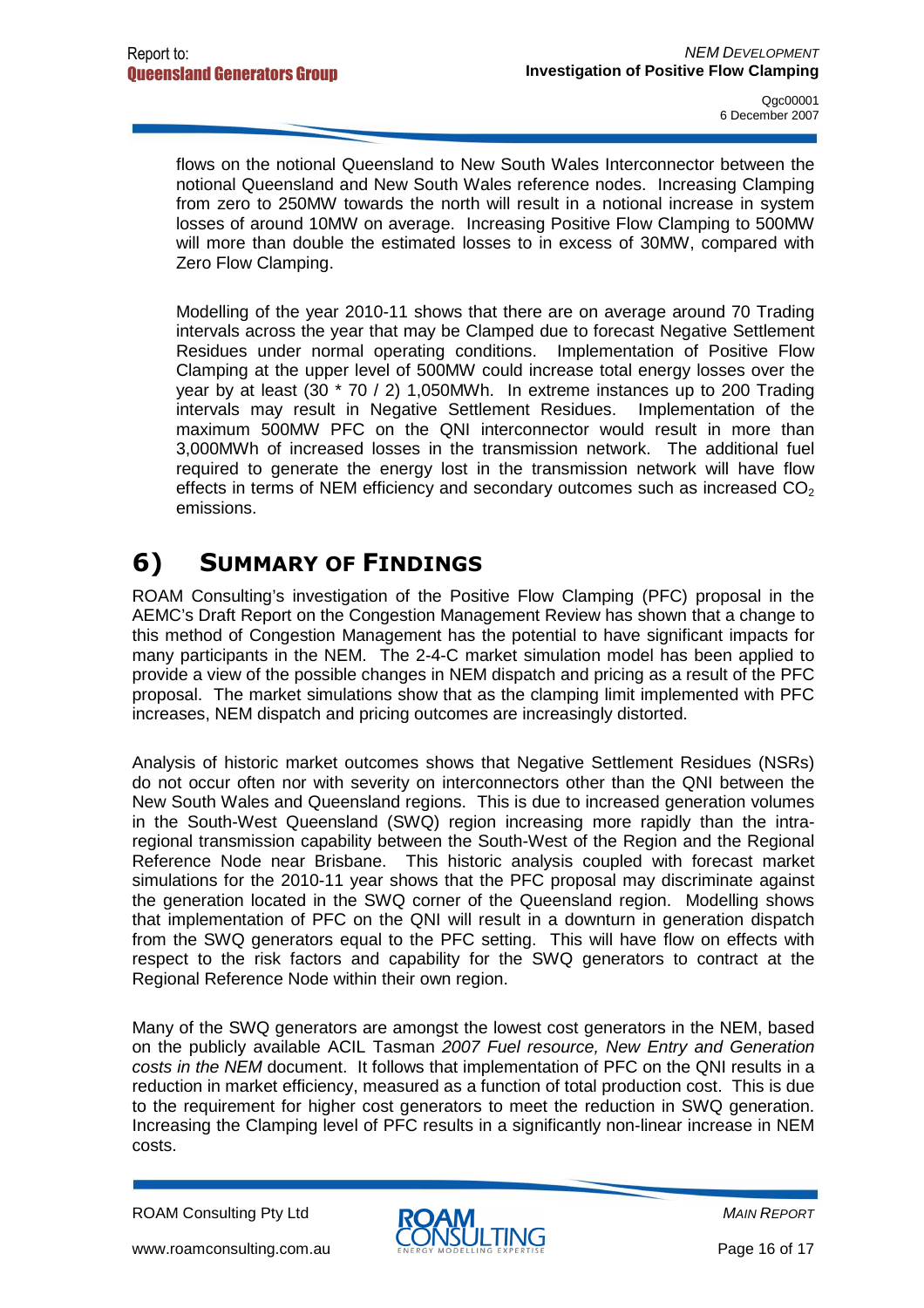flows on the notional Queensland to New South Wales Interconnector between the notional Queensland and New South Wales reference nodes. Increasing Clamping from zero to 250MW towards the north will result in a notional increase in system losses of around 10MW on average. Increasing Positive Flow Clamping to 500MW will more than double the estimated losses to in excess of 30MW, compared with Zero Flow Clamping.

Modelling of the year 2010-11 shows that there are on average around 70 Trading intervals across the year that may be Clamped due to forecast Negative Settlement Residues under normal operating conditions. Implementation of Positive Flow Clamping at the upper level of 500MW could increase total energy losses over the year by at least (30 * 70 / 2) 1,050MWh. In extreme instances up to 200 Trading intervals may result in Negative Settlement Residues. Implementation of the maximum 500MW PFC on the QNI interconnector would result in more than 3,000MWh of increased losses in the transmission network. The additional fuel required to generate the energy lost in the transmission network will have flow effects in terms of NEM efficiency and secondary outcomes such as increased $CO_2$ emissions.

# 6) Summary of Findings

ROAM Consulting's investigation of the Positive Flow Clamping (PFC) proposal in the AEMC's Draft Report on the Congestion Management Review has shown that a change to this method of Congestion Management has the potential to have significant impacts for many participants in the NEM. The 2-4-C market simulation model has been applied to provide a view of the possible changes in NEM dispatch and pricing as a result of the PFC proposal. The market simulations show that as the clamping limit implemented with PFC increases, NEM dispatch and pricing outcomes are increasingly distorted.

Analysis of historic market outcomes shows that Negative Settlement Residues (NSRs) do not occur often nor with severity on interconnectors other than the QNI between the New South Wales and Queensland regions. This is due to increased generation volumes in the South-West Queensland (SWQ) region increasing more rapidly than the intra-regional transmission capability between the South-West of the Region and the Regional Reference Node near Brisbane. This historic analysis coupled with forecast market simulations for the 2010-11 year shows that the PFC proposal may discriminate against the generation located in the SWQ corner of the Queensland region. Modelling shows that implementation of PFC on the QNI will result in a downturn in generation dispatch from the SWQ generators equal to the PFC setting. This will have flow on effects with respect to the risk factors and capability for the SWQ generators to contract at the Regional Reference Node within their own region.

Many of the SWQ generators are amongst the lowest cost generators in the NEM, based on the publicly available ACIL Tasman *2007 Fuel resource, New Entry and Generation costs in the NEM* document. It follows that implementation of PFC on the QNI results in a reduction in market efficiency, measured as a function of total production cost. This is due to the requirement for higher cost generators to meet the reduction in SWQ generation. Increasing the Clamping level of PFC results in a significantly non-linear increase in NEM costs.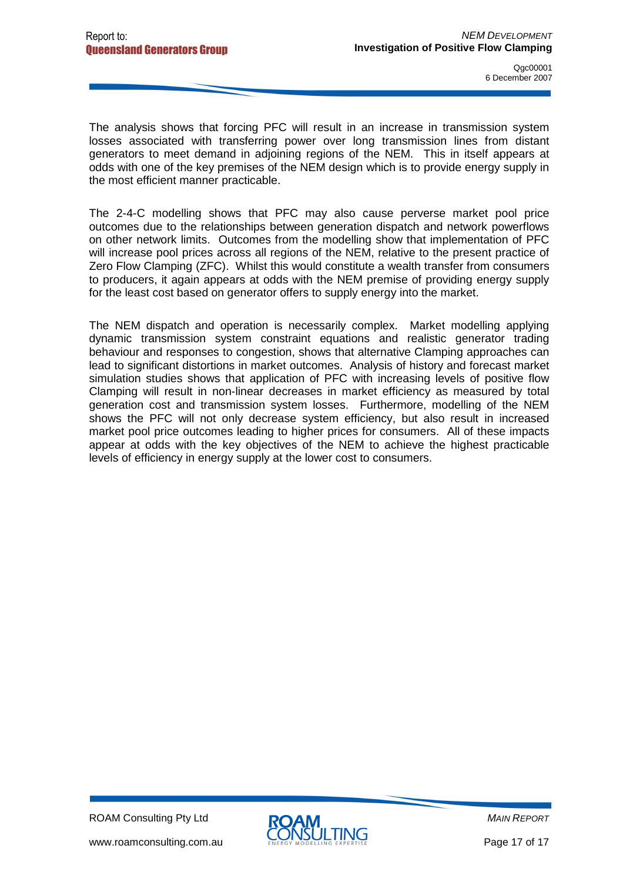The analysis shows that forcing PFC will result in an increase in transmission system losses associated with transferring power over long transmission lines from distant generators to meet demand in adjoining regions of the NEM. This in itself appears at odds with one of the key premises of the NEM design which is to provide energy supply in the most efficient manner practicable.

The 2-4-C modelling shows that PFC may also cause perverse market pool price outcomes due to the relationships between generation dispatch and network powerflows on other network limits. Outcomes from the modelling show that implementation of PFC will increase pool prices across all regions of the NEM, relative to the present practice of Zero Flow Clamping (ZFC). Whilst this would constitute a wealth transfer from consumers to producers, it again appears at odds with the NEM premise of providing energy supply for the least cost based on generator offers to supply energy into the market.

The NEM dispatch and operation is necessarily complex. Market modelling applying dynamic transmission system constraint equations and realistic generator trading behaviour and responses to congestion, shows that alternative Clamping approaches can lead to significant distortions in market outcomes. Analysis of history and forecast market simulation studies shows that application of PFC with increasing levels of positive flow Clamping will result in non-linear decreases in market efficiency as measured by total generation cost and transmission system losses. Furthermore, modelling of the NEM shows the PFC will not only decrease system efficiency, but also result in increased market pool price outcomes leading to higher prices for consumers. All of these impacts appear at odds with the key objectives of the NEM to achieve the highest practicable levels of efficiency in energy supply at the lower cost to consumers.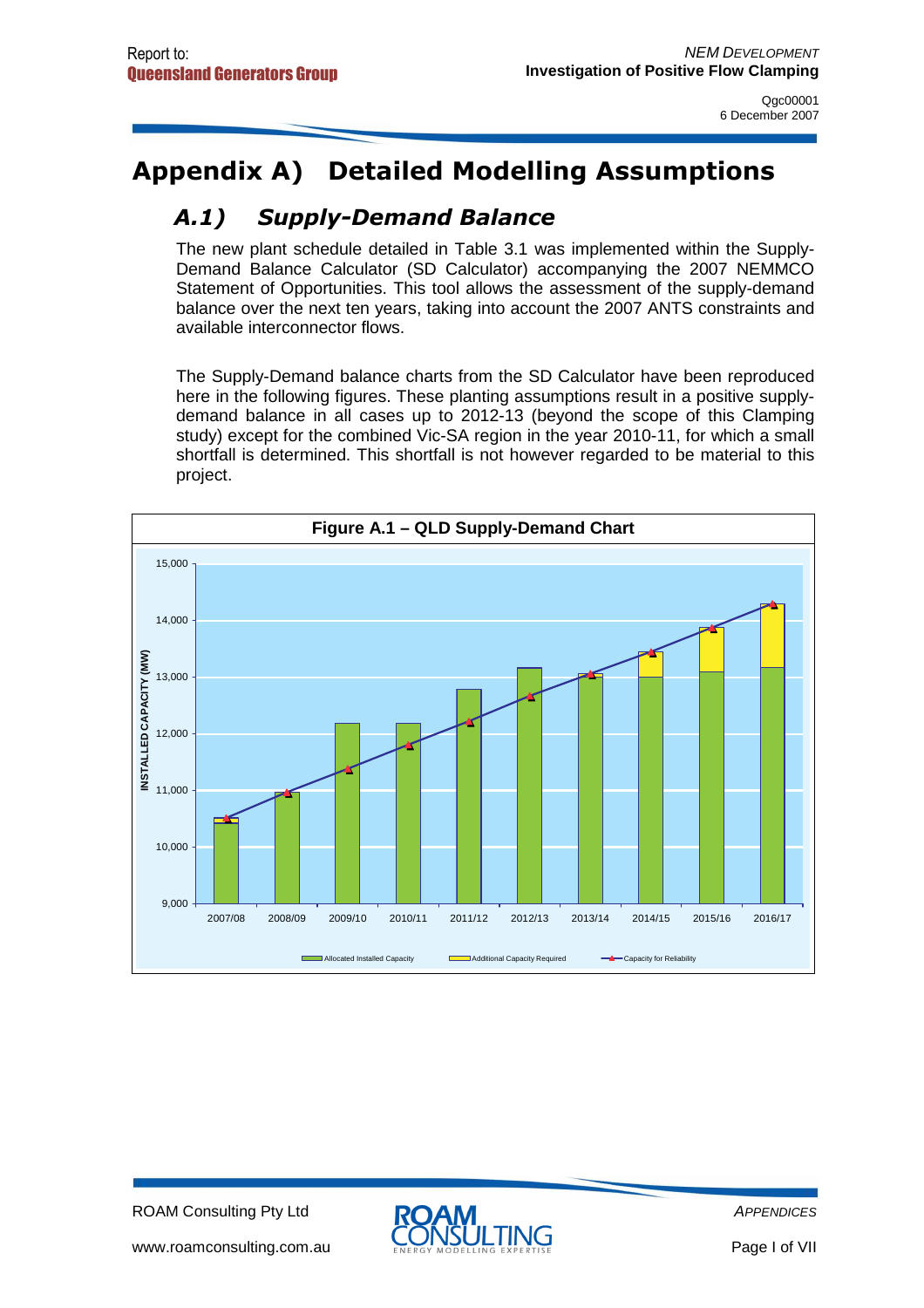# Appendix A) Detailed Modelling Assumptions

## A.1) Supply-Demand Balance

The new plant schedule detailed in Table 3.1 was implemented within the Supply-Demand Balance Calculator (SD Calculator) accompanying the 2007 NEMMCO Statement of Opportunities. This tool allows the assessment of the supply-demand balance over the next ten years, taking into account the 2007 ANTS constraints and available interconnector flows.

The Supply-Demand balance charts from the SD Calculator have been reproduced here in the following figures. These planting assumptions result in a positive supply-demand balance in all cases up to 2012-13 (beyond the scope of this Clamping study) except for the combined Vic-SA region in the year 2010-11, for which a small shortfall is determined. This shortfall is not however regarded to be material to this project.

**Figure A.1 – QLD Supply-Demand Chart**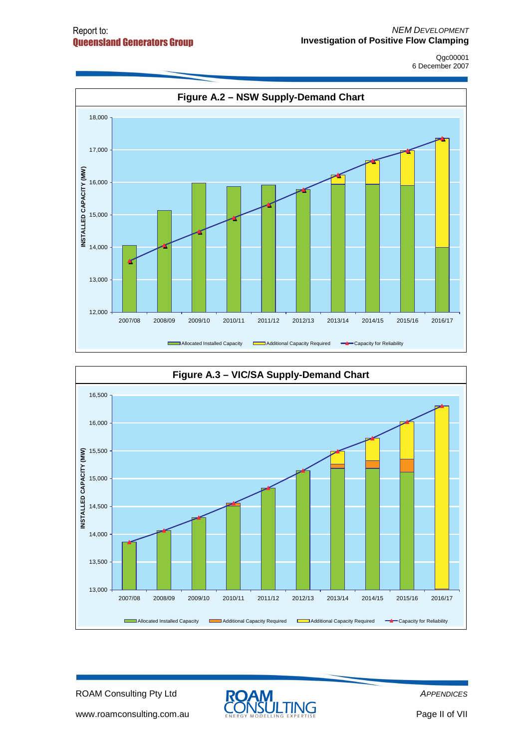**Figure A.2 – NSW Supply-Demand Chart**

**Figure A.3 – VIC/SA Supply-Demand Chart**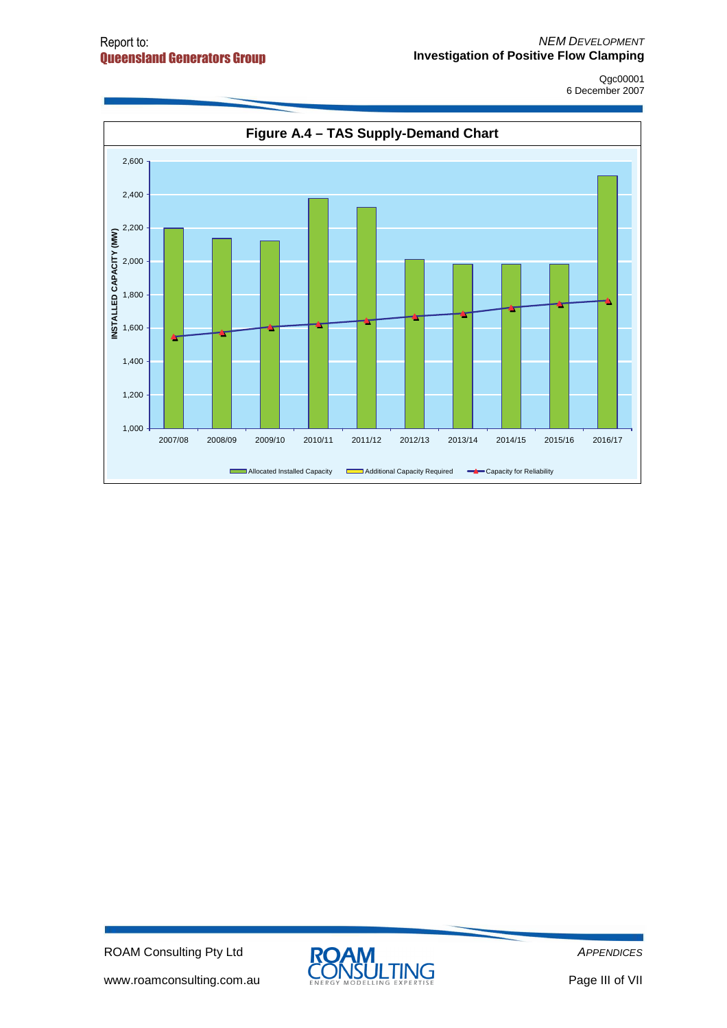**Figure A.4 – TAS Supply-Demand Chart**

| Year | Allocated Installed Capacity (MW) | Capacity for Reliability (MW) |
|---|---|---|
| 2007/08 | ~2,200 | ~1,550 |
| 2008/09 | ~2,140 | ~1,575 |
| 2009/10 | ~2,120 | ~1,605 |
| 2010/11 | ~2,380 | ~1,625 |
| 2011/12 | ~2,320 | ~1,645 |
| 2012/13 | ~2,010 | ~1,670 |
| 2013/14 | ~1,985 | ~1,685 |
| 2014/15 | ~1,985 | ~1,720 |
| 2015/16 | ~1,985 | ~1,745 |
| 2016/17 | ~2,510 | ~1,765 |

Y-axis: INSTALLED CAPACITY (MW), 1,000 to 2,600

Legend: Allocated Installed Capacity; Additional Capacity Required; Capacity for Reliability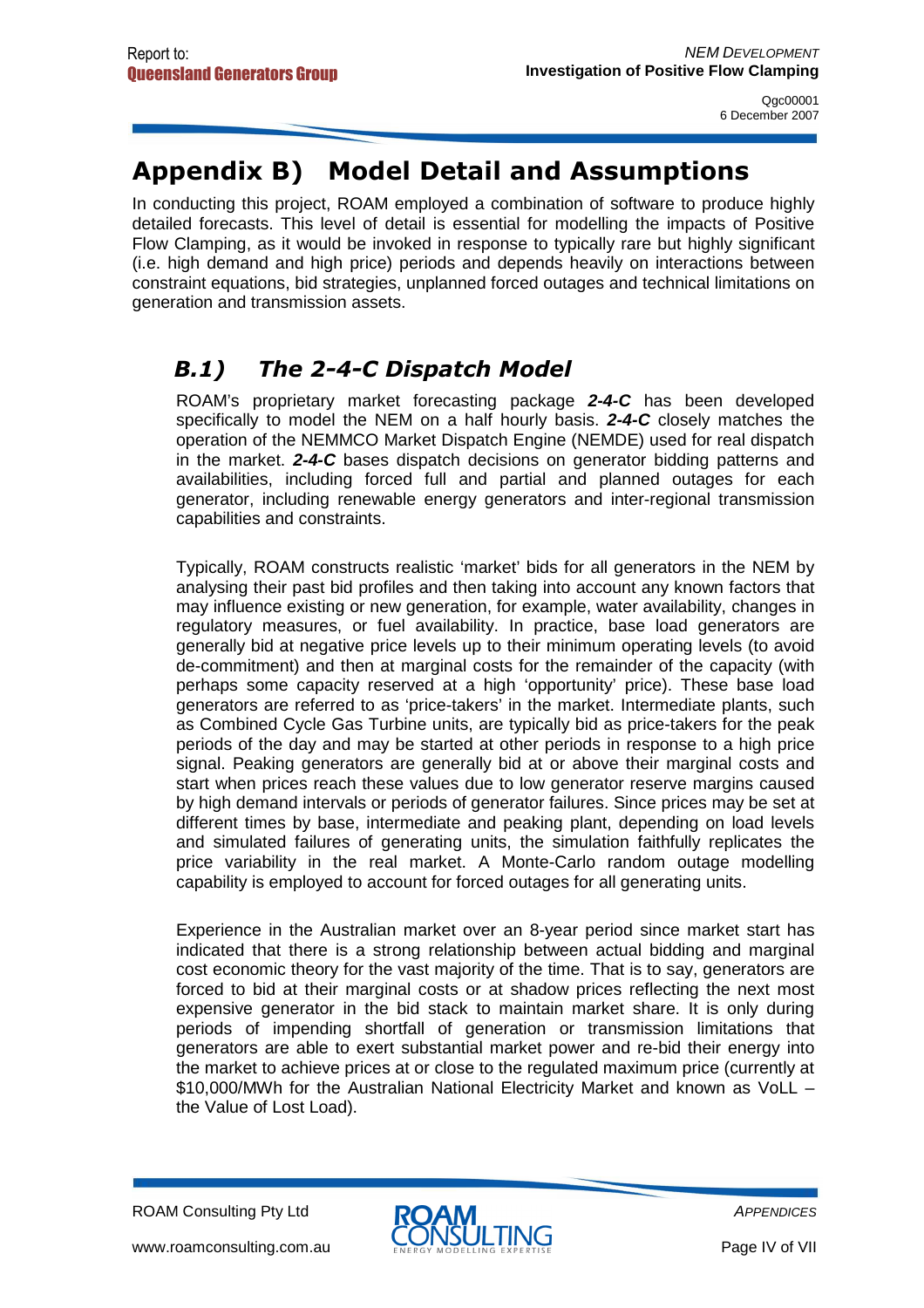# Appendix B) Model Detail and Assumptions

In conducting this project, ROAM employed a combination of software to produce highly detailed forecasts. This level of detail is essential for modelling the impacts of Positive Flow Clamping, as it would be invoked in response to typically rare but highly significant (i.e. high demand and high price) periods and depends heavily on interactions between constraint equations, bid strategies, unplanned forced outages and technical limitations on generation and transmission assets.

## *B.1) The 2-4-C Dispatch Model*

ROAM's proprietary market forecasting package ***2-4-C*** has been developed specifically to model the NEM on a half hourly basis. ***2-4-C*** closely matches the operation of the NEMMCO Market Dispatch Engine (NEMDE) used for real dispatch in the market. ***2-4-C*** bases dispatch decisions on generator bidding patterns and availabilities, including forced full and partial and planned outages for each generator, including renewable energy generators and inter-regional transmission capabilities and constraints.

Typically, ROAM constructs realistic 'market' bids for all generators in the NEM by analysing their past bid profiles and then taking into account any known factors that may influence existing or new generation, for example, water availability, changes in regulatory measures, or fuel availability. In practice, base load generators are generally bid at negative price levels up to their minimum operating levels (to avoid de-commitment) and then at marginal costs for the remainder of the capacity (with perhaps some capacity reserved at a high 'opportunity' price). These base load generators are referred to as 'price-takers' in the market. Intermediate plants, such as Combined Cycle Gas Turbine units, are typically bid as price-takers for the peak periods of the day and may be started at other periods in response to a high price signal. Peaking generators are generally bid at or above their marginal costs and start when prices reach these values due to low generator reserve margins caused by high demand intervals or periods of generator failures. Since prices may be set at different times by base, intermediate and peaking plant, depending on load levels and simulated failures of generating units, the simulation faithfully replicates the price variability in the real market. A Monte-Carlo random outage modelling capability is employed to account for forced outages for all generating units.

Experience in the Australian market over an 8-year period since market start has indicated that there is a strong relationship between actual bidding and marginal cost economic theory for the vast majority of the time. That is to say, generators are forced to bid at their marginal costs or at shadow prices reflecting the next most expensive generator in the bid stack to maintain market share. It is only during periods of impending shortfall of generation or transmission limitations that generators are able to exert substantial market power and re-bid their energy into the market to achieve prices at or close to the regulated maximum price (currently at $10,000/MWh for the Australian National Electricity Market and known as VoLL – the Value of Lost Load).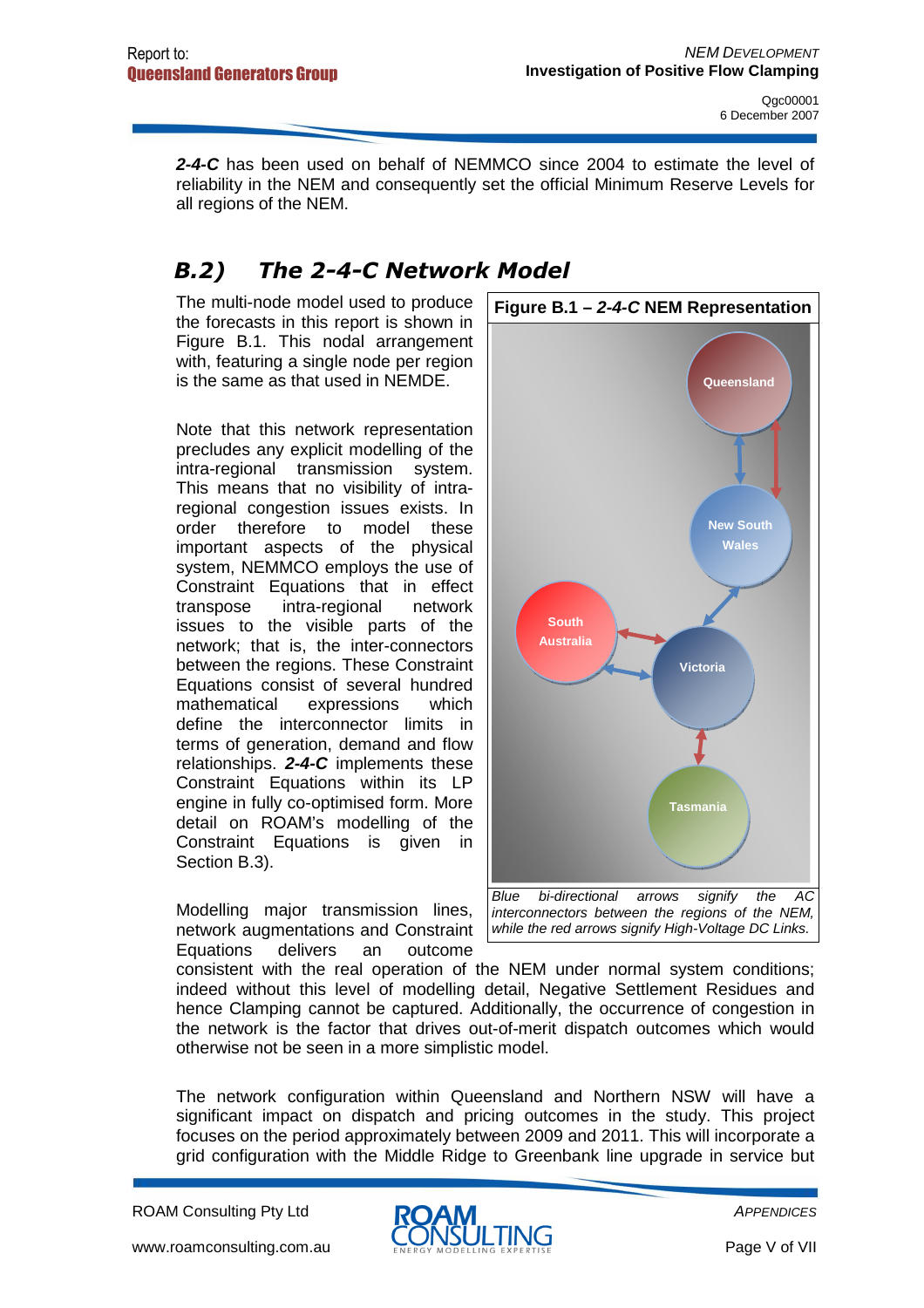***2-4-C*** has been used on behalf of NEMMCO since 2004 to estimate the level of reliability in the NEM and consequently set the official Minimum Reserve Levels for all regions of the NEM.

## *B.2) The 2-4-C Network Model*

The multi-node model used to produce the forecasts in this report is shown in Figure B.1. This nodal arrangement with, featuring a single node per region is the same as that used in NEMDE.

Note that this network representation precludes any explicit modelling of the intra-regional transmission system. This means that no visibility of intra-regional congestion issues exists. In order therefore to model these important aspects of the physical system, NEMMCO employs the use of Constraint Equations that in effect transpose intra-regional network issues to the visible parts of the network; that is, the inter-connectors between the regions. These Constraint Equations consist of several hundred mathematical expressions which define the interconnector limits in terms of generation, demand and flow relationships. ***2-4-C*** implements these Constraint Equations within its LP engine in fully co-optimised form. More detail on ROAM's modelling of the Constraint Equations is given in Section B.3).

**Figure B.1 – *2-4-C* NEM Representation**

*Blue bi-directional arrows signify the AC interconnectors between the regions of the NEM, while the red arrows signify High-Voltage DC Links.*

Modelling major transmission lines, network augmentations and Constraint Equations delivers an outcome consistent with the real operation of the NEM under normal system conditions; indeed without this level of modelling detail, Negative Settlement Residues and hence Clamping cannot be captured. Additionally, the occurrence of congestion in the network is the factor that drives out-of-merit dispatch outcomes which would otherwise not be seen in a more simplistic model.

The network configuration within Queensland and Northern NSW will have a significant impact on dispatch and pricing outcomes in the study. This project focuses on the period approximately between 2009 and 2011. This will incorporate a grid configuration with the Middle Ridge to Greenbank line upgrade in service but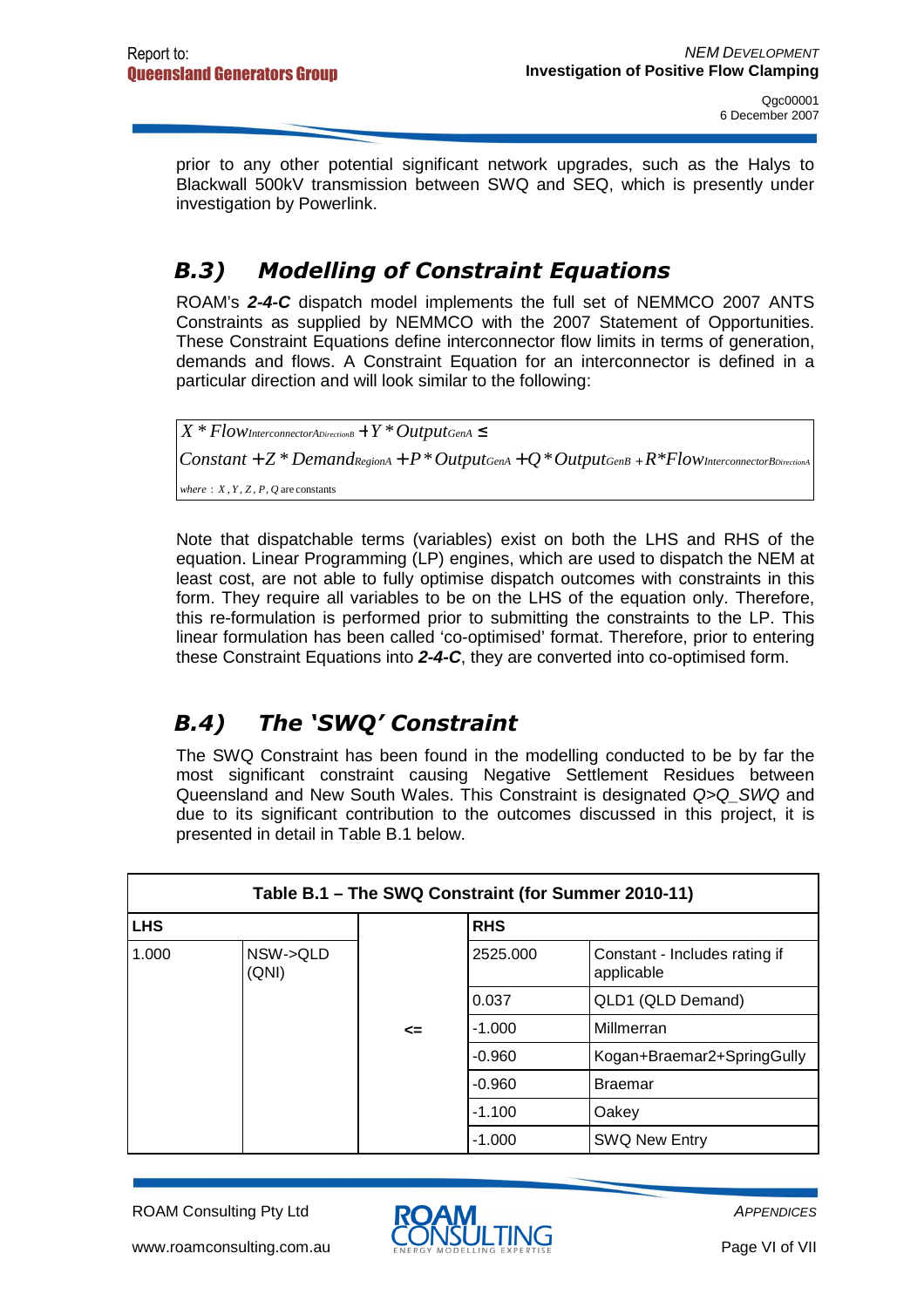prior to any other potential significant network upgrades, such as the Halys to Blackwall 500kV transmission between SWQ and SEQ, which is presently under investigation by Powerlink.

## B.3) Modelling of Constraint Equations

ROAM's ***2-4-C*** dispatch model implements the full set of NEMMCO 2007 ANTS Constraints as supplied by NEMMCO with the 2007 Statement of Opportunities. These Constraint Equations define interconnector flow limits in terms of generation, demands and flows. A Constraint Equation for an interconnector is defined in a particular direction and will look similar to the following:

$$X * Flow_{InterconnectorADirectionB} + Y * Output_{GenA} \leq$$
$$Constant + Z * Demand_{RegionA} + P * Output_{GenA} + Q * Output_{GenB} + R * Flow_{InterconnectorBDirectionA}$$
$$\text{where}: X, Y, Z, P, Q \text{ are constants}$$

Note that dispatchable terms (variables) exist on both the LHS and RHS of the equation. Linear Programming (LP) engines, which are used to dispatch the NEM at least cost, are not able to fully optimise dispatch outcomes with constraints in this form. They require all variables to be on the LHS of the equation only. Therefore, this re-formulation is performed prior to submitting the constraints to the LP. This linear formulation has been called 'co-optimised' format. Therefore, prior to entering these Constraint Equations into ***2-4-C***, they are converted into co-optimised form.

## B.4) The 'SWQ' Constraint

The SWQ Constraint has been found in the modelling conducted to be by far the most significant constraint causing Negative Settlement Residues between Queensland and New South Wales. This Constraint is designated *Q>Q_SWQ* and due to its significant contribution to the outcomes discussed in this project, it is presented in detail in Table B.1 below.

**Table B.1 – The SWQ Constraint (for Summer 2010-11)**

| LHS | | | RHS | |
|---|---|---|---|---|
| 1.000 | NSW->QLD (QNI) | <= | 2525.000 | Constant - Includes rating if applicable |
| | | | 0.037 | QLD1 (QLD Demand) |
| | | | -1.000 | Millmerran |
| | | | -0.960 | Kogan+Braemar2+SpringGully |
| | | | -0.960 | Braemar |
| | | | -1.100 | Oakey |
| | | | -1.000 | SWQ New Entry |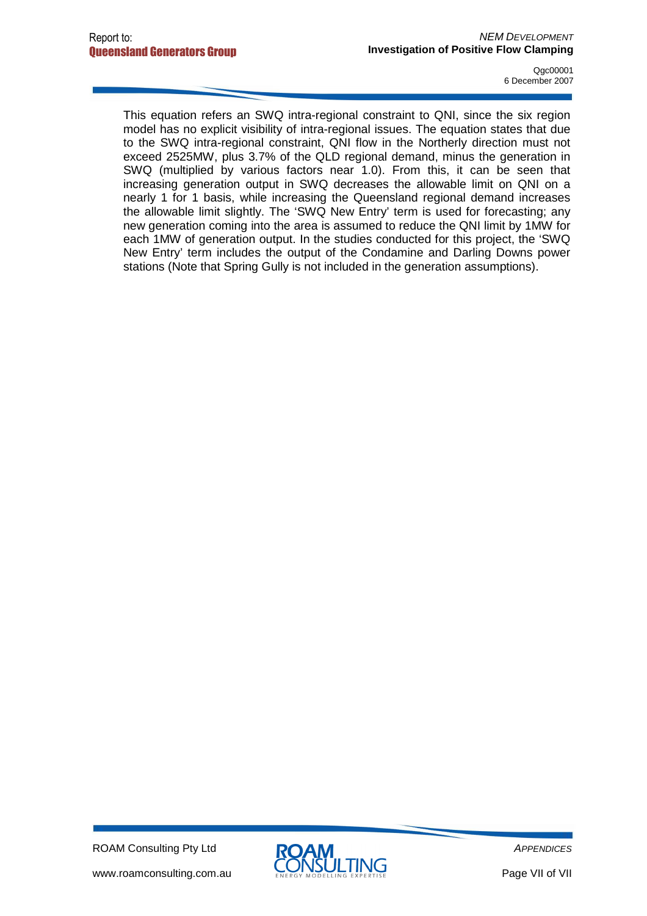This equation refers an SWQ intra-regional constraint to QNI, since the six region model has no explicit visibility of intra-regional issues. The equation states that due to the SWQ intra-regional constraint, QNI flow in the Northerly direction must not exceed 2525MW, plus 3.7% of the QLD regional demand, minus the generation in SWQ (multiplied by various factors near 1.0). From this, it can be seen that increasing generation output in SWQ decreases the allowable limit on QNI on a nearly 1 for 1 basis, while increasing the Queensland regional demand increases the allowable limit slightly. The 'SWQ New Entry' term is used for forecasting; any new generation coming into the area is assumed to reduce the QNI limit by 1MW for each 1MW of generation output. In the studies conducted for this project, the 'SWQ New Entry' term includes the output of the Condamine and Darling Downs power stations (Note that Spring Gully is not included in the generation assumptions).